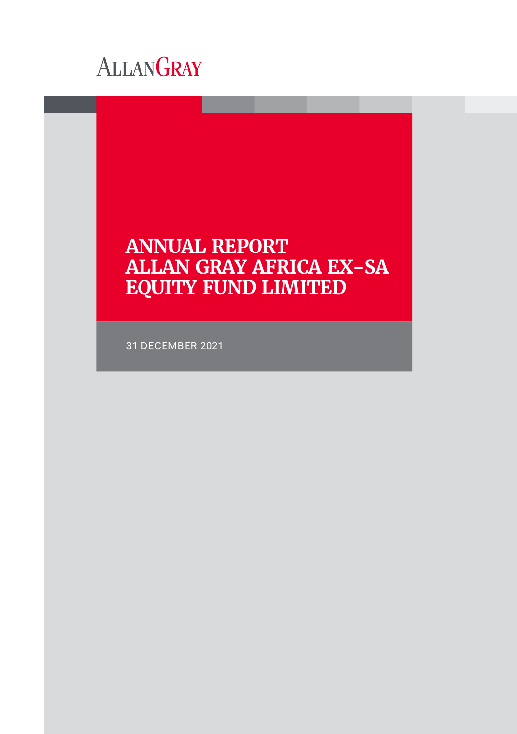ALLANGRAY

# ANNUAL REPORT ALLAN GRAY AFRICA EX-SA EQUITY FUND LIMITED

31 DECEMBER 2021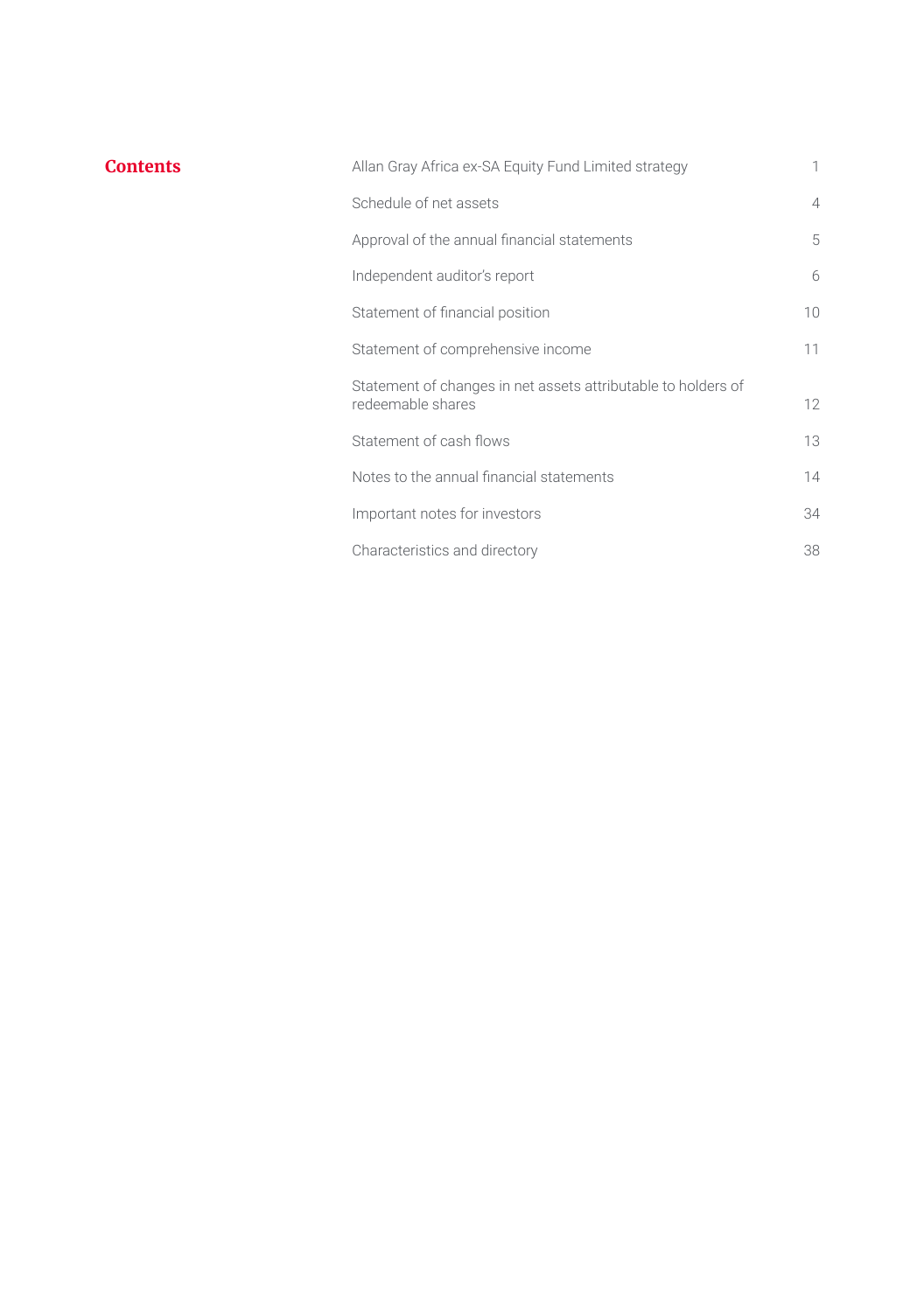# Contents

| | |
|---|---|
| Allan Gray Africa ex-SA Equity Fund Limited strategy | 1 |
| Schedule of net assets | 4 |
| Approval of the annual financial statements | 5 |
| Independent auditor's report | 6 |
| Statement of financial position | 10 |
| Statement of comprehensive income | 11 |
| Statement of changes in net assets attributable to holders of redeemable shares | 12 |
| Statement of cash flows | 13 |
| Notes to the annual financial statements | 14 |
| Important notes for investors | 34 |
| Characteristics and directory | 38 |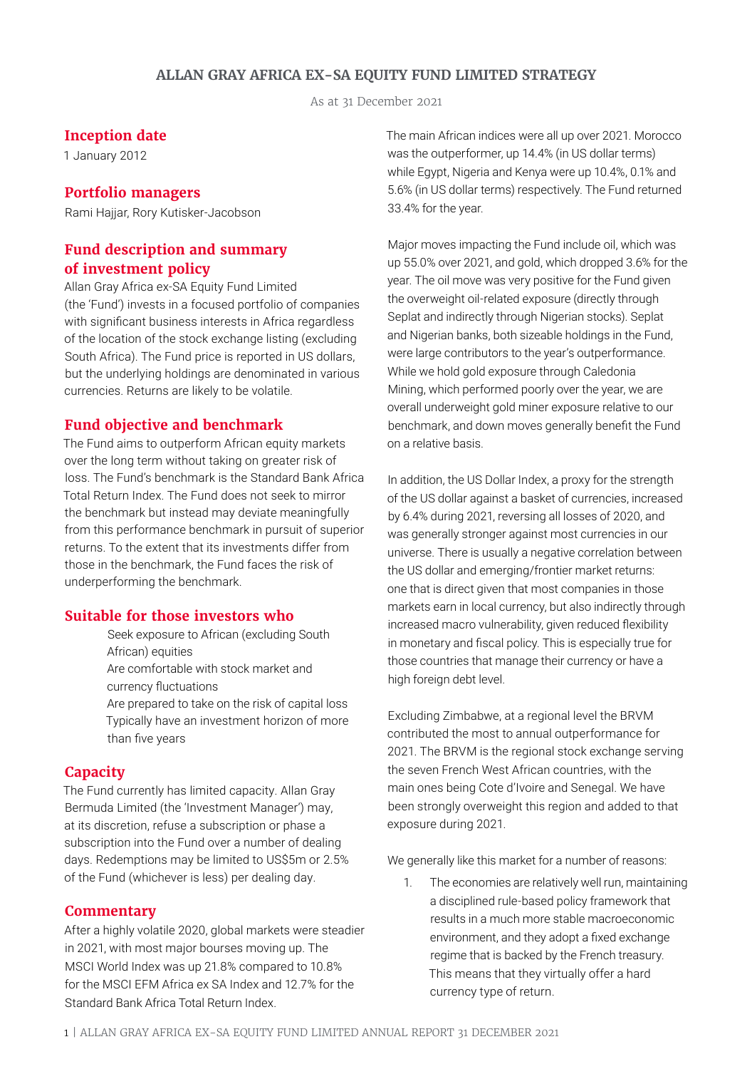# ALLAN GRAY AFRICA EX-SA EQUITY FUND LIMITED STRATEGY

As at 31 December 2021

## Inception date

1 January 2012

## Portfolio managers

Rami Hajjar, Rory Kutisker-Jacobson

## Fund description and summary of investment policy

Allan Gray Africa ex-SA Equity Fund Limited (the 'Fund') invests in a focused portfolio of companies with significant business interests in Africa regardless of the location of the stock exchange listing (excluding South Africa). The Fund price is reported in US dollars, but the underlying holdings are denominated in various currencies. Returns are likely to be volatile.

## Fund objective and benchmark

The Fund aims to outperform African equity markets over the long term without taking on greater risk of loss. The Fund's benchmark is the Standard Bank Africa Total Return Index. The Fund does not seek to mirror the benchmark but instead may deviate meaningfully from this performance benchmark in pursuit of superior returns. To the extent that its investments differ from those in the benchmark, the Fund faces the risk of underperforming the benchmark.

## Suitable for those investors who

- Seek exposure to African (excluding South African) equities
- Are comfortable with stock market and currency fluctuations
- Are prepared to take on the risk of capital loss
- Typically have an investment horizon of more than five years

## Capacity

The Fund currently has limited capacity. Allan Gray Bermuda Limited (the 'Investment Manager') may, at its discretion, refuse a subscription or phase a subscription into the Fund over a number of dealing days. Redemptions may be limited to US$5m or 2.5% of the Fund (whichever is less) per dealing day.

## Commentary

After a highly volatile 2020, global markets were steadier in 2021, with most major bourses moving up. The MSCI World Index was up 21.8% compared to 10.8% for the MSCI EFM Africa ex SA Index and 12.7% for the Standard Bank Africa Total Return Index.

The main African indices were all up over 2021. Morocco was the outperformer, up 14.4% (in US dollar terms) while Egypt, Nigeria and Kenya were up 10.4%, 0.1% and 5.6% (in US dollar terms) respectively. The Fund returned 33.4% for the year.

Major moves impacting the Fund include oil, which was up 55.0% over 2021, and gold, which dropped 3.6% for the year. The oil move was very positive for the Fund given the overweight oil-related exposure (directly through Seplat and indirectly through Nigerian stocks). Seplat and Nigerian banks, both sizeable holdings in the Fund, were large contributors to the year's outperformance. While we hold gold exposure through Caledonia Mining, which performed poorly over the year, we are overall underweight gold miner exposure relative to our benchmark, and down moves generally benefit the Fund on a relative basis.

In addition, the US Dollar Index, a proxy for the strength of the US dollar against a basket of currencies, increased by 6.4% during 2021, reversing all losses of 2020, and was generally stronger against most currencies in our universe. There is usually a negative correlation between the US dollar and emerging/frontier market returns: one that is direct given that most companies in those markets earn in local currency, but also indirectly through increased macro vulnerability, given reduced flexibility in monetary and fiscal policy. This is especially true for those countries that manage their currency or have a high foreign debt level.

Excluding Zimbabwe, at a regional level the BRVM contributed the most to annual outperformance for 2021. The BRVM is the regional stock exchange serving the seven French West African countries, with the main ones being Cote d'Ivoire and Senegal. We have been strongly overweight this region and added to that exposure during 2021.

We generally like this market for a number of reasons:

1. The economies are relatively well run, maintaining a disciplined rule-based policy framework that results in a much more stable macroeconomic environment, and they adopt a fixed exchange regime that is backed by the French treasury. This means that they virtually offer a hard currency type of return.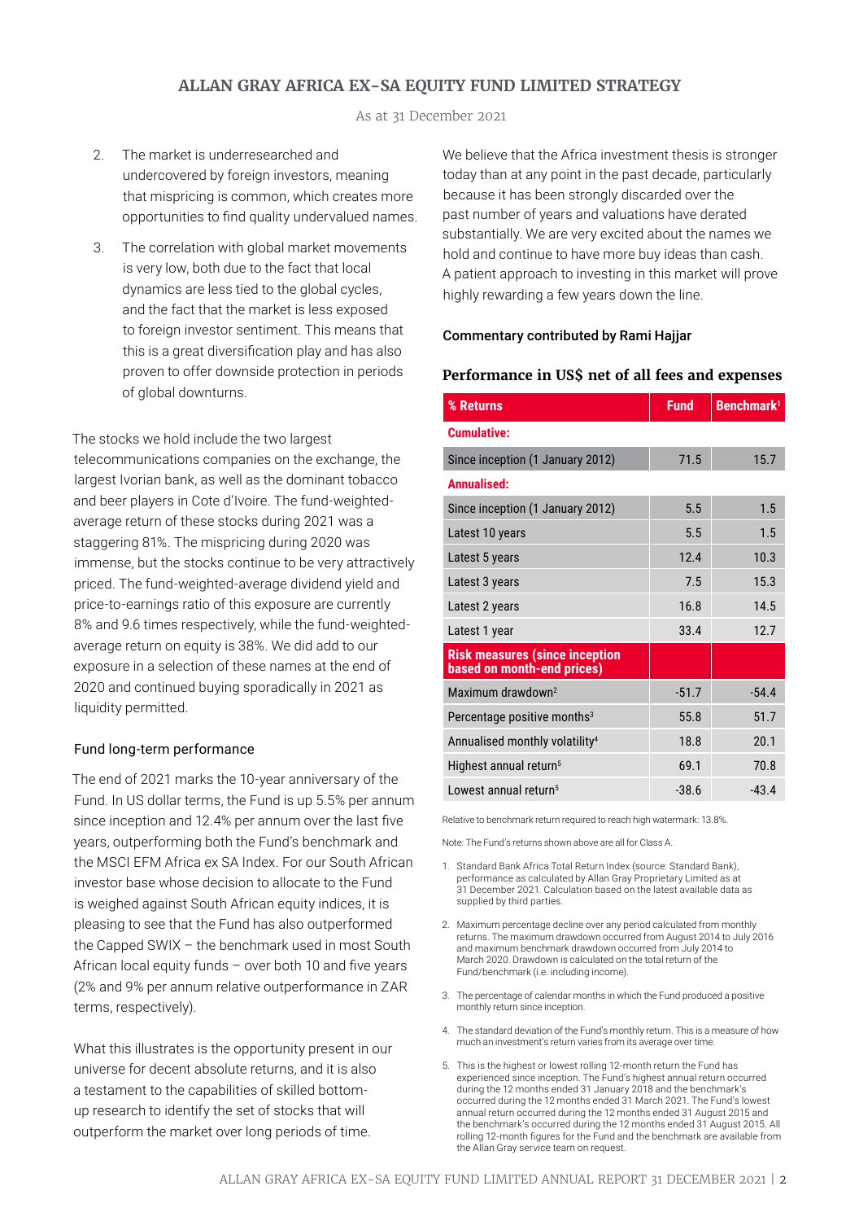# ALLAN GRAY AFRICA EX-SA EQUITY FUND LIMITED STRATEGY

As at 31 December 2021

2. The market is underresearched and undercovered by foreign investors, meaning that mispricing is common, which creates more opportunities to find quality undervalued names.
3. The correlation with global market movements is very low, both due to the fact that local dynamics are less tied to the global cycles, and the fact that the market is less exposed to foreign investor sentiment. This means that this is a great diversification play and has also proven to offer downside protection in periods of global downturns.

The stocks we hold include the two largest telecommunications companies on the exchange, the largest Ivorian bank, as well as the dominant tobacco and beer players in Cote d'Ivoire. The fund-weighted-average return of these stocks during 2021 was a staggering 81%. The mispricing during 2020 was immense, but the stocks continue to be very attractively priced. The fund-weighted-average dividend yield and price-to-earnings ratio of this exposure are currently 8% and 9.6 times respectively, while the fund-weighted-average return on equity is 38%. We did add to our exposure in a selection of these names at the end of 2020 and continued buying sporadically in 2021 as liquidity permitted.

### Fund long-term performance

The end of 2021 marks the 10-year anniversary of the Fund. In US dollar terms, the Fund is up 5.5% per annum since inception and 12.4% per annum over the last five years, outperforming both the Fund's benchmark and the MSCI EFM Africa ex SA Index. For our South African investor base whose decision to allocate to the Fund is weighed against South African equity indices, it is pleasing to see that the Fund has also outperformed the Capped SWIX – the benchmark used in most South African local equity funds – over both 10 and five years (2% and 9% per annum relative outperformance in ZAR terms, respectively).

What this illustrates is the opportunity present in our universe for decent absolute returns, and it is also a testament to the capabilities of skilled bottom-up research to identify the set of stocks that will outperform the market over long periods of time.

We believe that the Africa investment thesis is stronger today than at any point in the past decade, particularly because it has been strongly discarded over the past number of years and valuations have derated substantially. We are very excited about the names we hold and continue to have more buy ideas than cash. A patient approach to investing in this market will prove highly rewarding a few years down the line.

Commentary contributed by Rami Hajjar

### Performance in US$ net of all fees and expenses

| % Returns | Fund | Benchmark[1] |
|---|---|---|
| **Cumulative:** | | |
| Since inception (1 January 2012) | 71.5 | 15.7 |
| **Annualised:** | | |
| Since inception (1 January 2012) | 5.5 | 1.5 |
| Latest 10 years | 5.5 | 1.5 |
| Latest 5 years | 12.4 | 10.3 |
| Latest 3 years | 7.5 | 15.3 |
| Latest 2 years | 16.8 | 14.5 |
| Latest 1 year | 33.4 | 12.7 |
| **Risk measures (since inception based on month-end prices)** | | |
| Maximum drawdown[2] | -51.7 | -54.4 |
| Percentage positive months[3] | 55.8 | 51.7 |
| Annualised monthly volatility[4] | 18.8 | 20.1 |
| Highest annual return[5] | 69.1 | 70.8 |
| Lowest annual return[5] | -38.6 | -43.4 |

Relative to benchmark return required to reach high watermark: 13.8%.

Note: The Fund's returns shown above are all for Class A.

1. Standard Bank Africa Total Return Index (source: Standard Bank), performance as calculated by Allan Gray Proprietary Limited as at 31 December 2021. Calculation based on the latest available data as supplied by third parties.
2. Maximum percentage decline over any period calculated from monthly returns. The maximum drawdown occurred from August 2014 to July 2016 and maximum benchmark drawdown occurred from July 2014 to March 2020. Drawdown is calculated on the total return of the Fund/benchmark (i.e. including income).
3. The percentage of calendar months in which the Fund produced a positive monthly return since inception.
4. The standard deviation of the Fund's monthly return. This is a measure of how much an investment's return varies from its average over time.
5. This is the highest or lowest rolling 12-month return the Fund has experienced since inception. The Fund's highest annual return occurred during the 12 months ended 31 January 2018 and the benchmark's occurred during the 12 months ended 31 March 2021. The Fund's lowest annual return occurred during the 12 months ended 31 August 2015 and the benchmark's occurred during the 12 months ended 31 August 2015. All rolling 12-month figures for the Fund and the benchmark are available from the Allan Gray service team on request.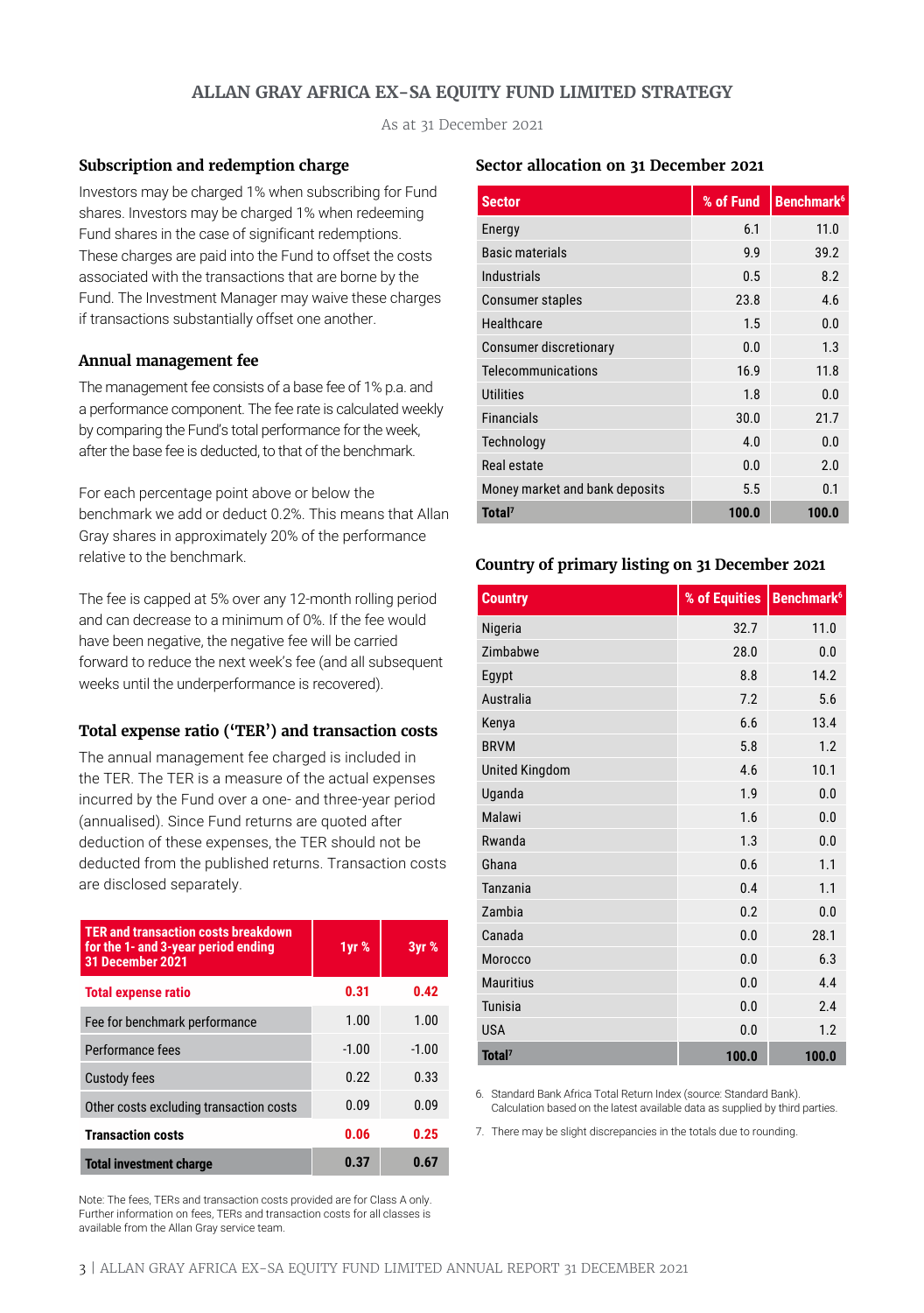# ALLAN GRAY AFRICA EX-SA EQUITY FUND LIMITED STRATEGY

As at 31 December 2021

### Subscription and redemption charge

Investors may be charged 1% when subscribing for Fund shares. Investors may be charged 1% when redeeming Fund shares in the case of significant redemptions. These charges are paid into the Fund to offset the costs associated with the transactions that are borne by the Fund. The Investment Manager may waive these charges if transactions substantially offset one another.

### Annual management fee

The management fee consists of a base fee of 1% p.a. and a performance component. The fee rate is calculated weekly by comparing the Fund's total performance for the week, after the base fee is deducted, to that of the benchmark.

For each percentage point above or below the benchmark we add or deduct 0.2%. This means that Allan Gray shares in approximately 20% of the performance relative to the benchmark.

The fee is capped at 5% over any 12-month rolling period and can decrease to a minimum of 0%. If the fee would have been negative, the negative fee will be carried forward to reduce the next week's fee (and all subsequent weeks until the underperformance is recovered).

### Total expense ratio ('TER') and transaction costs

The annual management fee charged is included in the TER. The TER is a measure of the actual expenses incurred by the Fund over a one- and three-year period (annualised). Since Fund returns are quoted after deduction of these expenses, the TER should not be deducted from the published returns. Transaction costs are disclosed separately.

| TER and transaction costs breakdown for the 1- and 3-year period ending 31 December 2021 | 1yr % | 3yr % |
|---|---|---|
| **Total expense ratio** | **0.31** | **0.42** |
| Fee for benchmark performance | 1.00 | 1.00 |
| Performance fees | -1.00 | -1.00 |
| Custody fees | 0.22 | 0.33 |
| Other costs excluding transaction costs | 0.09 | 0.09 |
| **Transaction costs** | **0.06** | **0.25** |
| **Total investment charge** | **0.37** | **0.67** |

Note: The fees, TERs and transaction costs provided are for Class A only. Further information on fees, TERs and transaction costs for all classes is available from the Allan Gray service team.

### Sector allocation on 31 December 2021

| Sector | % of Fund | Benchmark[6] |
|---|---|---|
| Energy | 6.1 | 11.0 |
| Basic materials | 9.9 | 39.2 |
| Industrials | 0.5 | 8.2 |
| Consumer staples | 23.8 | 4.6 |
| Healthcare | 1.5 | 0.0 |
| Consumer discretionary | 0.0 | 1.3 |
| Telecommunications | 16.9 | 11.8 |
| Utilities | 1.8 | 0.0 |
| Financials | 30.0 | 21.7 |
| Technology | 4.0 | 0.0 |
| Real estate | 0.0 | 2.0 |
| Money market and bank deposits | 5.5 | 0.1 |
| **Total[7]** | **100.0** | **100.0** |

### Country of primary listing on 31 December 2021

| Country | % of Equities | Benchmark[6] |
|---|---|---|
| Nigeria | 32.7 | 11.0 |
| Zimbabwe | 28.0 | 0.0 |
| Egypt | 8.8 | 14.2 |
| Australia | 7.2 | 5.6 |
| Kenya | 6.6 | 13.4 |
| BRVM | 5.8 | 1.2 |
| United Kingdom | 4.6 | 10.1 |
| Uganda | 1.9 | 0.0 |
| Malawi | 1.6 | 0.0 |
| Rwanda | 1.3 | 0.0 |
| Ghana | 0.6 | 1.1 |
| Tanzania | 0.4 | 1.1 |
| Zambia | 0.2 | 0.0 |
| Canada | 0.0 | 28.1 |
| Morocco | 0.0 | 6.3 |
| Mauritius | 0.0 | 4.4 |
| Tunisia | 0.0 | 2.4 |
| USA | 0.0 | 1.2 |
| **Total[7]** | **100.0** | **100.0** |

6. Standard Bank Africa Total Return Index (source: Standard Bank). Calculation based on the latest available data as supplied by third parties.

7. There may be slight discrepancies in the totals due to rounding.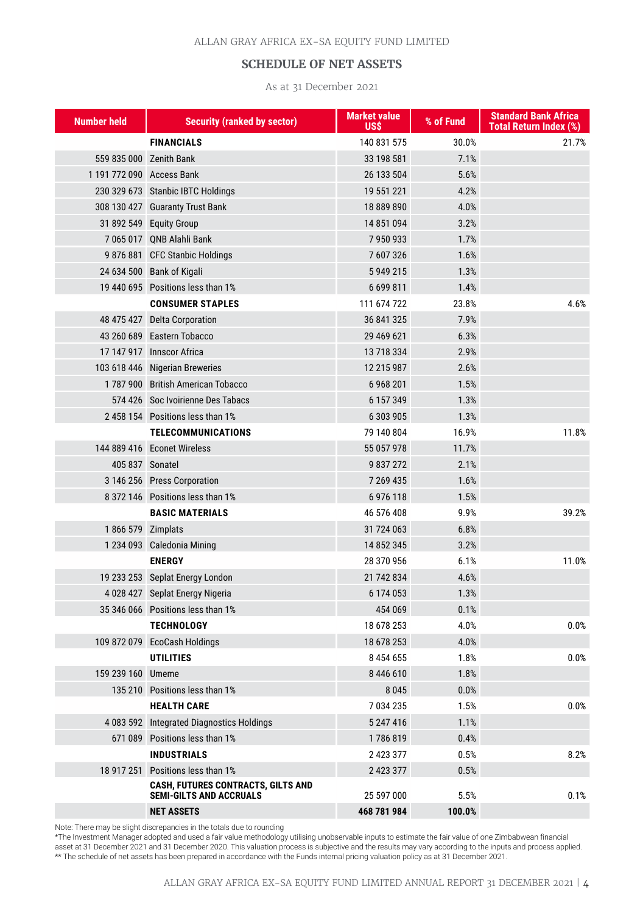ALLAN GRAY AFRICA EX-SA EQUITY FUND LIMITED

## SCHEDULE OF NET ASSETS

As at 31 December 2021

| Number held | Security (ranked by sector) | Market value US$ | % of Fund | Standard Bank Africa Total Return Index (%) |
|---|---|---|---|---|
| | **FINANCIALS** | 140 831 575 | 30.0% | 21.7% |
| 559 835 000 | Zenith Bank | 33 198 581 | 7.1% | |
| 1 191 772 090 | Access Bank | 26 133 504 | 5.6% | |
| 230 329 673 | Stanbic IBTC Holdings | 19 551 221 | 4.2% | |
| 308 130 427 | Guaranty Trust Bank | 18 889 890 | 4.0% | |
| 31 892 549 | Equity Group | 14 851 094 | 3.2% | |
| 7 065 017 | QNB Alahli Bank | 7 950 933 | 1.7% | |
| 9 876 881 | CFC Stanbic Holdings | 7 607 326 | 1.6% | |
| 24 634 500 | Bank of Kigali | 5 949 215 | 1.3% | |
| 19 440 695 | Positions less than 1% | 6 699 811 | 1.4% | |
| | **CONSUMER STAPLES** | 111 674 722 | 23.8% | 4.6% |
| 48 475 427 | Delta Corporation | 36 841 325 | 7.9% | |
| 43 260 689 | Eastern Tobacco | 29 469 621 | 6.3% | |
| 17 147 917 | Innscor Africa | 13 718 334 | 2.9% | |
| 103 618 446 | Nigerian Breweries | 12 215 987 | 2.6% | |
| 1 787 900 | British American Tobacco | 6 968 201 | 1.5% | |
| 574 426 | Soc Ivoirienne Des Tabacs | 6 157 349 | 1.3% | |
| 2 458 154 | Positions less than 1% | 6 303 905 | 1.3% | |
| | **TELECOMMUNICATIONS** | 79 140 804 | 16.9% | 11.8% |
| 144 889 416 | Econet Wireless | 55 057 978 | 11.7% | |
| 405 837 | Sonatel | 9 837 272 | 2.1% | |
| 3 146 256 | Press Corporation | 7 269 435 | 1.6% | |
| 8 372 146 | Positions less than 1% | 6 976 118 | 1.5% | |
| | **BASIC MATERIALS** | 46 576 408 | 9.9% | 39.2% |
| 1 866 579 | Zimplats | 31 724 063 | 6.8% | |
| 1 234 093 | Caledonia Mining | 14 852 345 | 3.2% | |
| | **ENERGY** | 28 370 956 | 6.1% | 11.0% |
| 19 233 253 | Seplat Energy London | 21 742 834 | 4.6% | |
| 4 028 427 | Seplat Energy Nigeria | 6 174 053 | 1.3% | |
| 35 346 066 | Positions less than 1% | 454 069 | 0.1% | |
| | **TECHNOLOGY** | 18 678 253 | 4.0% | 0.0% |
| 109 872 079 | EcoCash Holdings | 18 678 253 | 4.0% | |
| | **UTILITIES** | 8 454 655 | 1.8% | 0.0% |
| 159 239 160 | Umeme | 8 446 610 | 1.8% | |
| 135 210 | Positions less than 1% | 8 045 | 0.0% | |
| | **HEALTH CARE** | 7 034 235 | 1.5% | 0.0% |
| 4 083 592 | Integrated Diagnostics Holdings | 5 247 416 | 1.1% | |
| 671 089 | Positions less than 1% | 1 786 819 | 0.4% | |
| | **INDUSTRIALS** | 2 423 377 | 0.5% | 8.2% |
| 18 917 251 | Positions less than 1% | 2 423 377 | 0.5% | |
| | **CASH, FUTURES CONTRACTS, GILTS AND SEMI-GILTS AND ACCRUALS** | 25 597 000 | 5.5% | 0.1% |
| | **NET ASSETS** | **468 781 984** | **100.0%** | |

Note: There may be slight discrepancies in the totals due to rounding

*The Investment Manager adopted and used a fair value methodology utilising unobservable inputs to estimate the fair value of one Zimbabwean financial asset at 31 December 2021 and 31 December 2020. This valuation process is subjective and the results may vary according to the inputs and process applied.

** The schedule of net assets has been prepared in accordance with the Funds internal pricing valuation policy as at 31 December 2021.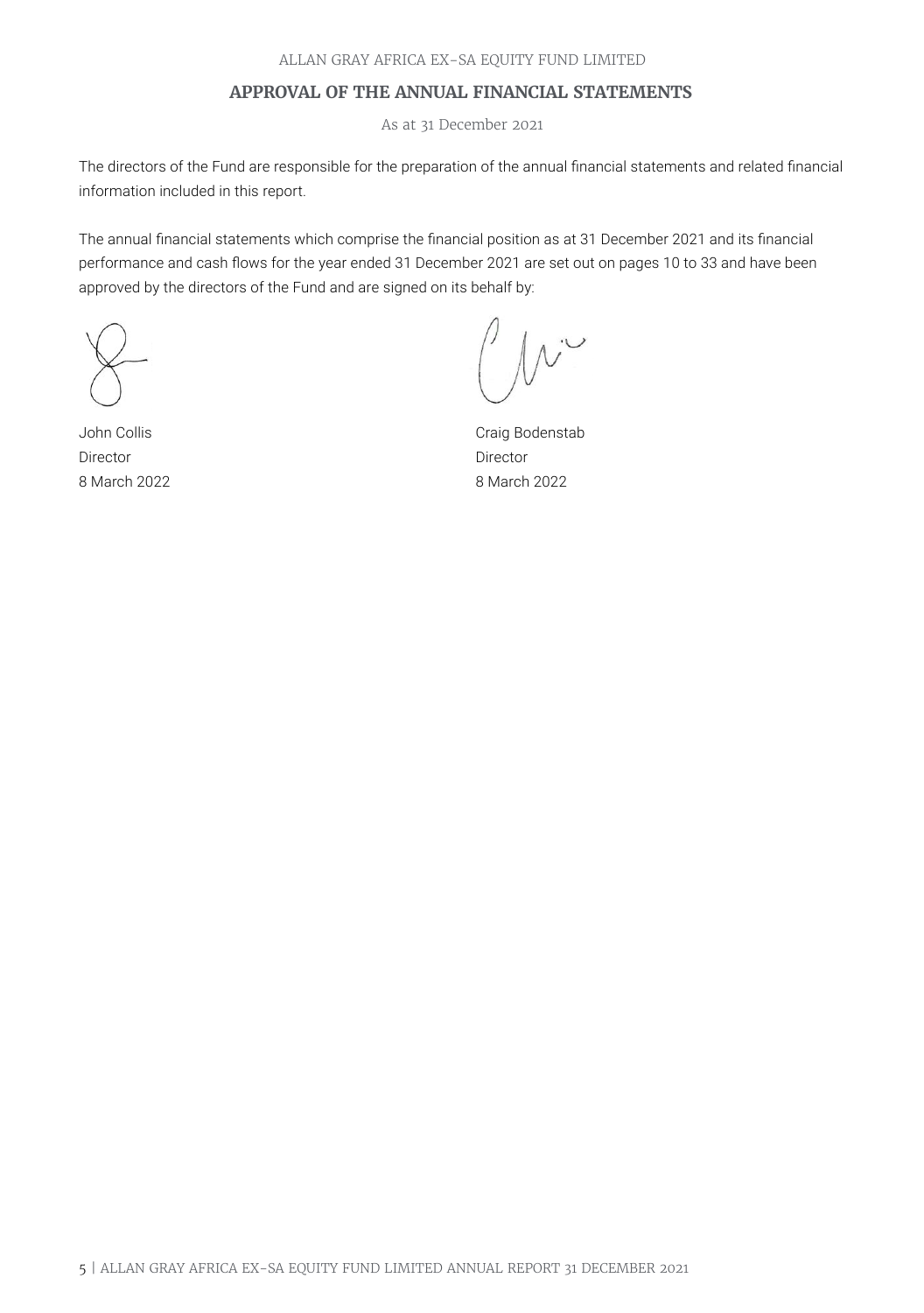## APPROVAL OF THE ANNUAL FINANCIAL STATEMENTS

As at 31 December 2021

The directors of the Fund are responsible for the preparation of the annual financial statements and related financial information included in this report.

The annual financial statements which comprise the financial position as at 31 December 2021 and its financial performance and cash flows for the year ended 31 December 2021 are set out on pages 10 to 33 and have been approved by the directors of the Fund and are signed on its behalf by:

John Collis
Director
8 March 2022

Craig Bodenstab
Director
8 March 2022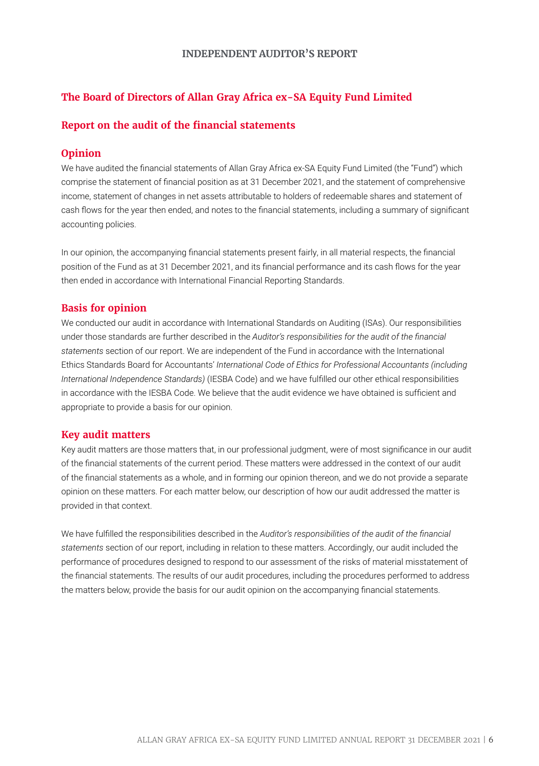# INDEPENDENT AUDITOR'S REPORT

## The Board of Directors of Allan Gray Africa ex-SA Equity Fund Limited

## Report on the audit of the financial statements

### Opinion

We have audited the financial statements of Allan Gray Africa ex-SA Equity Fund Limited (the "Fund") which comprise the statement of financial position as at 31 December 2021, and the statement of comprehensive income, statement of changes in net assets attributable to holders of redeemable shares and statement of cash flows for the year then ended, and notes to the financial statements, including a summary of significant accounting policies.

In our opinion, the accompanying financial statements present fairly, in all material respects, the financial position of the Fund as at 31 December 2021, and its financial performance and its cash flows for the year then ended in accordance with International Financial Reporting Standards.

### Basis for opinion

We conducted our audit in accordance with International Standards on Auditing (ISAs). Our responsibilities under those standards are further described in the *Auditor's responsibilities for the audit of the financial statements* section of our report. We are independent of the Fund in accordance with the International Ethics Standards Board for Accountants' *International Code of Ethics for Professional Accountants (including International Independence Standards)* (IESBA Code) and we have fulfilled our other ethical responsibilities in accordance with the IESBA Code. We believe that the audit evidence we have obtained is sufficient and appropriate to provide a basis for our opinion.

### Key audit matters

Key audit matters are those matters that, in our professional judgment, were of most significance in our audit of the financial statements of the current period. These matters were addressed in the context of our audit of the financial statements as a whole, and in forming our opinion thereon, and we do not provide a separate opinion on these matters. For each matter below, our description of how our audit addressed the matter is provided in that context.

We have fulfilled the responsibilities described in the *Auditor's responsibilities of the audit of the financial statements* section of our report, including in relation to these matters. Accordingly, our audit included the performance of procedures designed to respond to our assessment of the risks of material misstatement of the financial statements. The results of our audit procedures, including the procedures performed to address the matters below, provide the basis for our audit opinion on the accompanying financial statements.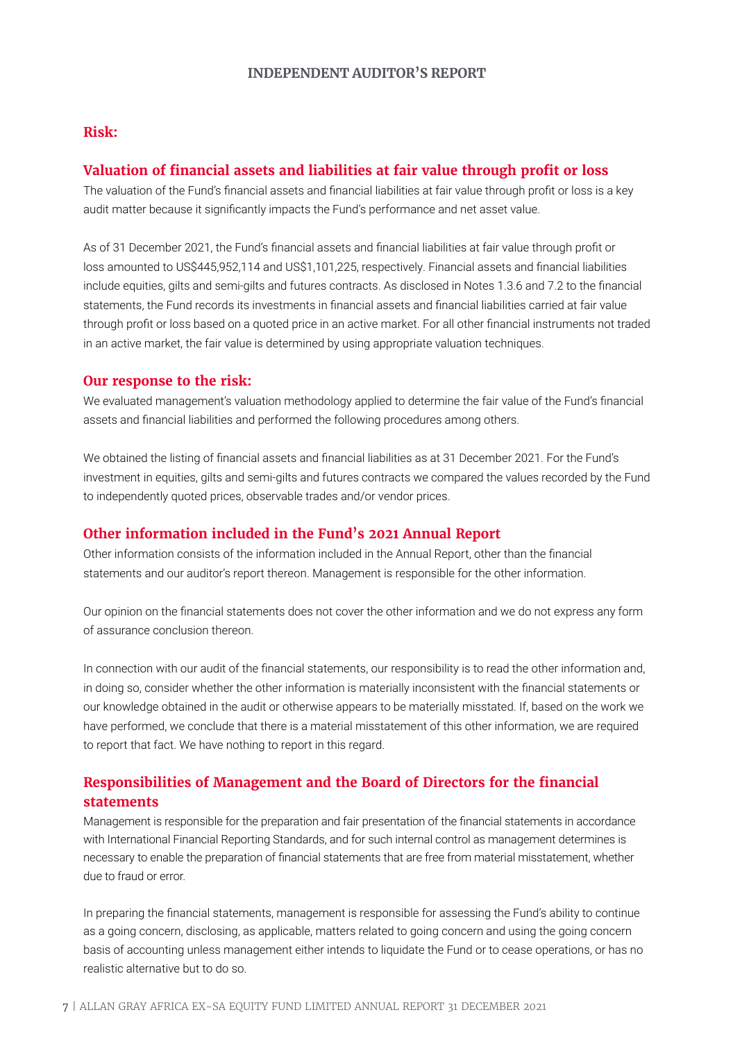# INDEPENDENT AUDITOR'S REPORT

## Risk:

### Valuation of financial assets and liabilities at fair value through profit or loss

The valuation of the Fund's financial assets and financial liabilities at fair value through profit or loss is a key audit matter because it significantly impacts the Fund's performance and net asset value.

As of 31 December 2021, the Fund's financial assets and financial liabilities at fair value through profit or loss amounted to US$445,952,114 and US$1,101,225, respectively. Financial assets and financial liabilities include equities, gilts and semi-gilts and futures contracts. As disclosed in Notes 1.3.6 and 7.2 to the financial statements, the Fund records its investments in financial assets and financial liabilities carried at fair value through profit or loss based on a quoted price in an active market. For all other financial instruments not traded in an active market, the fair value is determined by using appropriate valuation techniques.

### Our response to the risk:

We evaluated management's valuation methodology applied to determine the fair value of the Fund's financial assets and financial liabilities and performed the following procedures among others.

We obtained the listing of financial assets and financial liabilities as at 31 December 2021. For the Fund's investment in equities, gilts and semi-gilts and futures contracts we compared the values recorded by the Fund to independently quoted prices, observable trades and/or vendor prices.

### Other information included in the Fund's 2021 Annual Report

Other information consists of the information included in the Annual Report, other than the financial statements and our auditor's report thereon. Management is responsible for the other information.

Our opinion on the financial statements does not cover the other information and we do not express any form of assurance conclusion thereon.

In connection with our audit of the financial statements, our responsibility is to read the other information and, in doing so, consider whether the other information is materially inconsistent with the financial statements or our knowledge obtained in the audit or otherwise appears to be materially misstated. If, based on the work we have performed, we conclude that there is a material misstatement of this other information, we are required to report that fact. We have nothing to report in this regard.

### Responsibilities of Management and the Board of Directors for the financial statements

Management is responsible for the preparation and fair presentation of the financial statements in accordance with International Financial Reporting Standards, and for such internal control as management determines is necessary to enable the preparation of financial statements that are free from material misstatement, whether due to fraud or error.

In preparing the financial statements, management is responsible for assessing the Fund's ability to continue as a going concern, disclosing, as applicable, matters related to going concern and using the going concern basis of accounting unless management either intends to liquidate the Fund or to cease operations, or has no realistic alternative but to do so.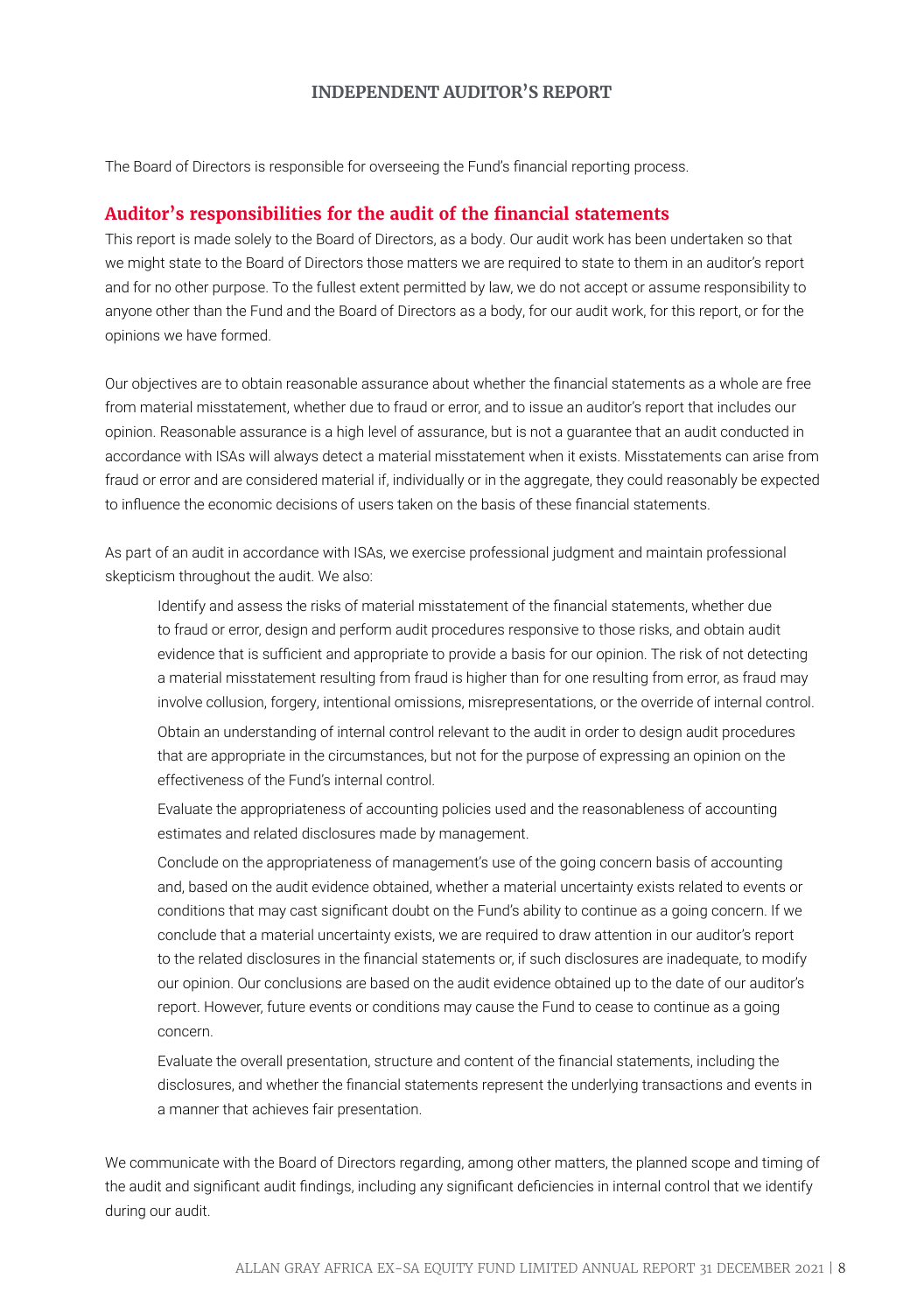# INDEPENDENT AUDITOR'S REPORT

The Board of Directors is responsible for overseeing the Fund's financial reporting process.

## Auditor's responsibilities for the audit of the financial statements

This report is made solely to the Board of Directors, as a body. Our audit work has been undertaken so that we might state to the Board of Directors those matters we are required to state to them in an auditor's report and for no other purpose. To the fullest extent permitted by law, we do not accept or assume responsibility to anyone other than the Fund and the Board of Directors as a body, for our audit work, for this report, or for the opinions we have formed.

Our objectives are to obtain reasonable assurance about whether the financial statements as a whole are free from material misstatement, whether due to fraud or error, and to issue an auditor's report that includes our opinion. Reasonable assurance is a high level of assurance, but is not a guarantee that an audit conducted in accordance with ISAs will always detect a material misstatement when it exists. Misstatements can arise from fraud or error and are considered material if, individually or in the aggregate, they could reasonably be expected to influence the economic decisions of users taken on the basis of these financial statements.

As part of an audit in accordance with ISAs, we exercise professional judgment and maintain professional skepticism throughout the audit. We also:

- Identify and assess the risks of material misstatement of the financial statements, whether due to fraud or error, design and perform audit procedures responsive to those risks, and obtain audit evidence that is sufficient and appropriate to provide a basis for our opinion. The risk of not detecting a material misstatement resulting from fraud is higher than for one resulting from error, as fraud may involve collusion, forgery, intentional omissions, misrepresentations, or the override of internal control.
- Obtain an understanding of internal control relevant to the audit in order to design audit procedures that are appropriate in the circumstances, but not for the purpose of expressing an opinion on the effectiveness of the Fund's internal control.
- Evaluate the appropriateness of accounting policies used and the reasonableness of accounting estimates and related disclosures made by management.
- Conclude on the appropriateness of management's use of the going concern basis of accounting and, based on the audit evidence obtained, whether a material uncertainty exists related to events or conditions that may cast significant doubt on the Fund's ability to continue as a going concern. If we conclude that a material uncertainty exists, we are required to draw attention in our auditor's report to the related disclosures in the financial statements or, if such disclosures are inadequate, to modify our opinion. Our conclusions are based on the audit evidence obtained up to the date of our auditor's report. However, future events or conditions may cause the Fund to cease to continue as a going concern.
- Evaluate the overall presentation, structure and content of the financial statements, including the disclosures, and whether the financial statements represent the underlying transactions and events in a manner that achieves fair presentation.

We communicate with the Board of Directors regarding, among other matters, the planned scope and timing of the audit and significant audit findings, including any significant deficiencies in internal control that we identify during our audit.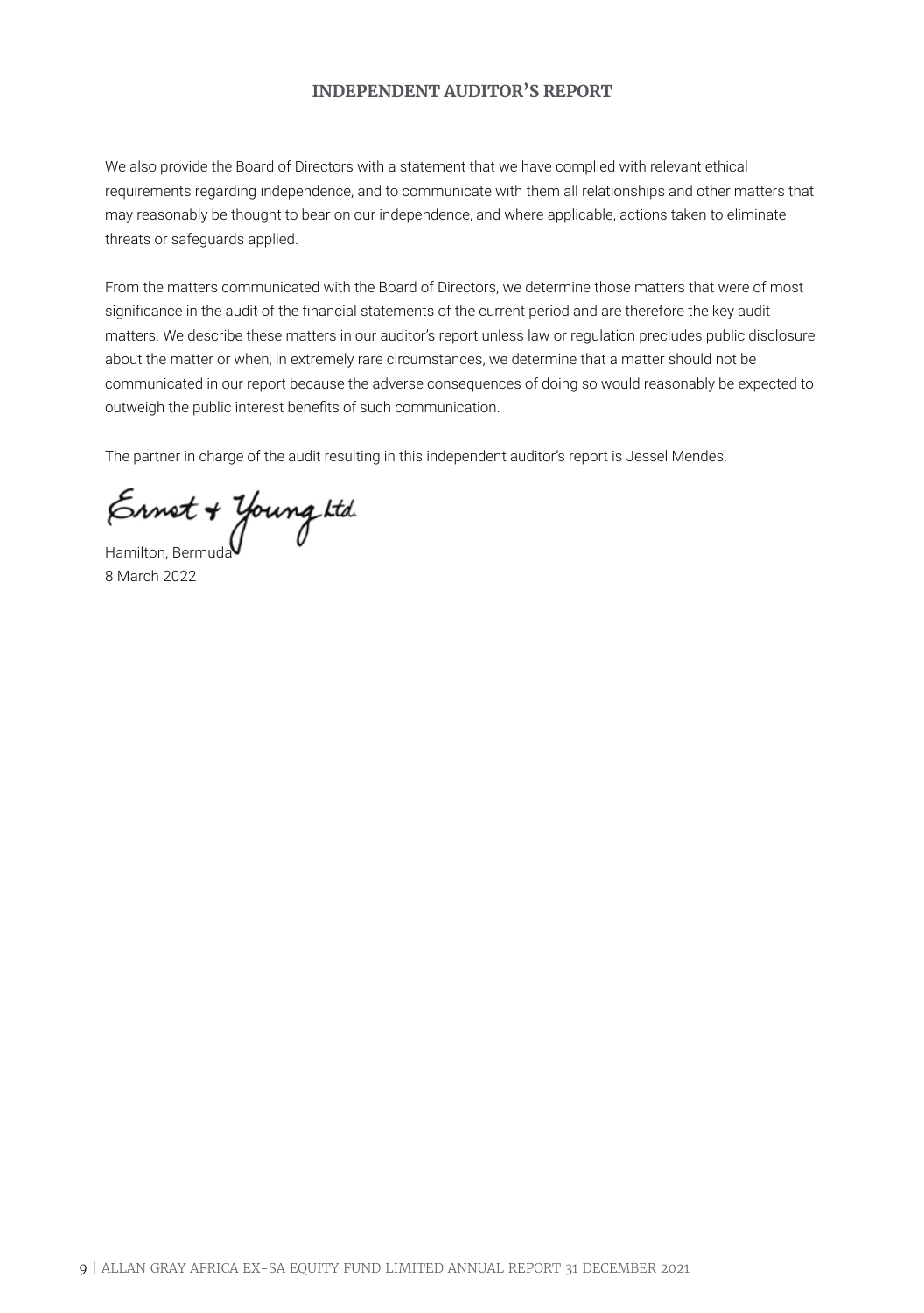## INDEPENDENT AUDITOR'S REPORT

We also provide the Board of Directors with a statement that we have complied with relevant ethical requirements regarding independence, and to communicate with them all relationships and other matters that may reasonably be thought to bear on our independence, and where applicable, actions taken to eliminate threats or safeguards applied.

From the matters communicated with the Board of Directors, we determine those matters that were of most significance in the audit of the financial statements of the current period and are therefore the key audit matters. We describe these matters in our auditor's report unless law or regulation precludes public disclosure about the matter or when, in extremely rare circumstances, we determine that a matter should not be communicated in our report because the adverse consequences of doing so would reasonably be expected to outweigh the public interest benefits of such communication.

The partner in charge of the audit resulting in this independent auditor's report is Jessel Mendes.

Ernst & Young Ltd.

Hamilton, Bermuda
8 March 2022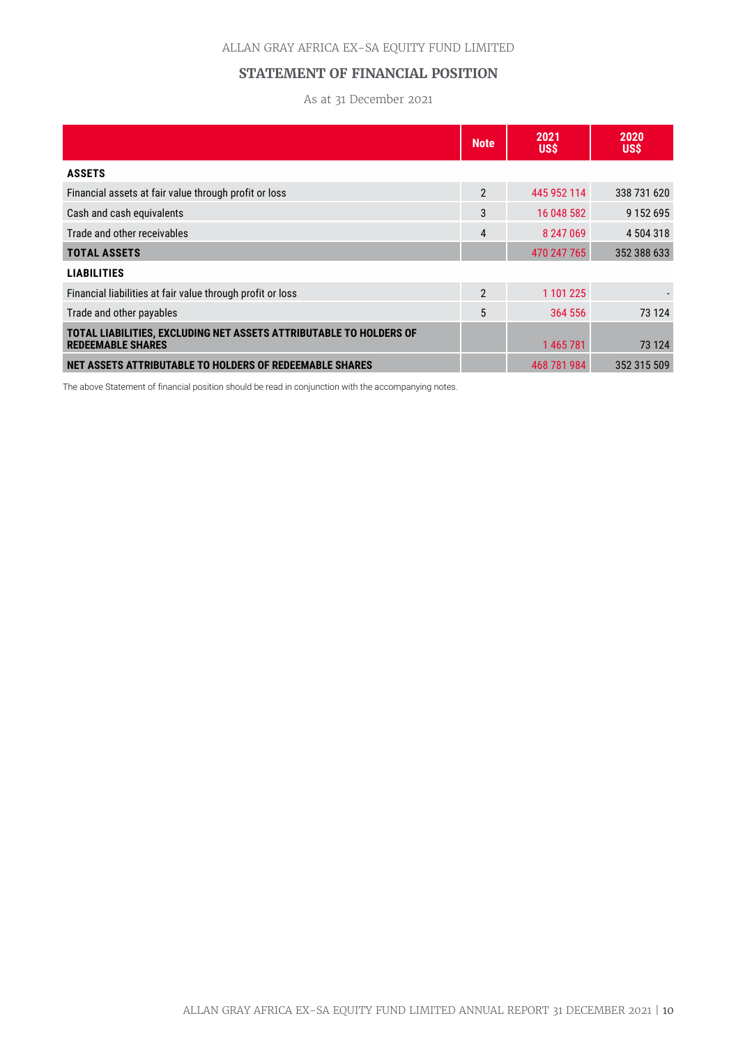ALLAN GRAY AFRICA EX-SA EQUITY FUND LIMITED

## STATEMENT OF FINANCIAL POSITION

As at 31 December 2021

| | Note | 2021 US$ | 2020 US$ |
|---|---|---|---|
| **ASSETS** | | | |
| Financial assets at fair value through profit or loss | 2 | 445 952 114 | 338 731 620 |
| Cash and cash equivalents | 3 | 16 048 582 | 9 152 695 |
| Trade and other receivables | 4 | 8 247 069 | 4 504 318 |
| **TOTAL ASSETS** | | 470 247 765 | 352 388 633 |
| **LIABILITIES** | | | |
| Financial liabilities at fair value through profit or loss | 2 | 1 101 225 | - |
| Trade and other payables | 5 | 364 556 | 73 124 |
| **TOTAL LIABILITIES, EXCLUDING NET ASSETS ATTRIBUTABLE TO HOLDERS OF REDEEMABLE SHARES** | | 1 465 781 | 73 124 |
| **NET ASSETS ATTRIBUTABLE TO HOLDERS OF REDEEMABLE SHARES** | | 468 781 984 | 352 315 509 |

The above Statement of financial position should be read in conjunction with the accompanying notes.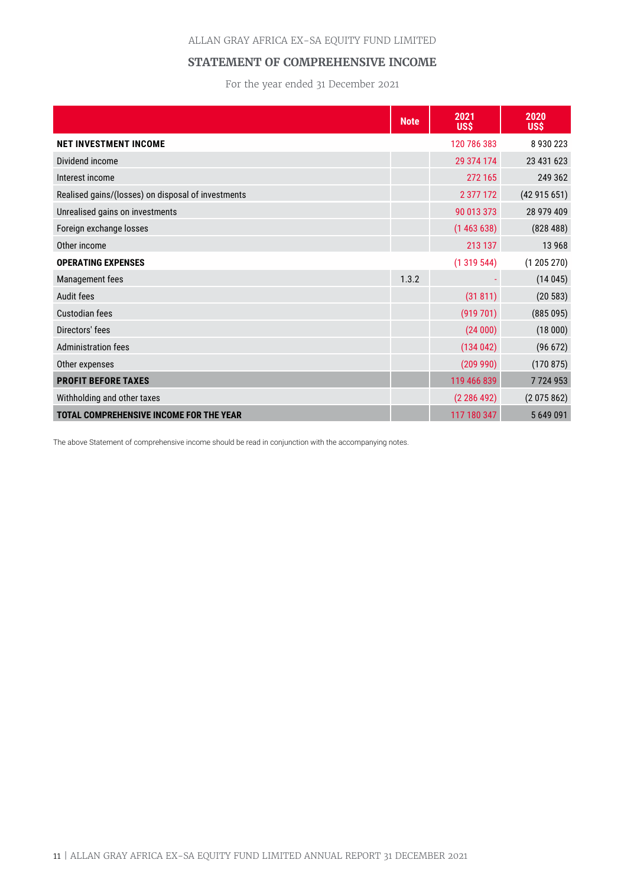ALLAN GRAY AFRICA EX-SA EQUITY FUND LIMITED

## STATEMENT OF COMPREHENSIVE INCOME

For the year ended 31 December 2021

| | Note | 2021 US$ | 2020 US$ |
|---|---|---|---|
| **NET INVESTMENT INCOME** | | 120 786 383 | 8 930 223 |
| Dividend income | | 29 374 174 | 23 431 623 |
| Interest income | | 272 165 | 249 362 |
| Realised gains/(losses) on disposal of investments | | 2 377 172 | (42 915 651) |
| Unrealised gains on investments | | 90 013 373 | 28 979 409 |
| Foreign exchange losses | | (1 463 638) | (828 488) |
| Other income | | 213 137 | 13 968 |
| **OPERATING EXPENSES** | | (1 319 544) | (1 205 270) |
| Management fees | 1.3.2 | - | (14 045) |
| Audit fees | | (31 811) | (20 583) |
| Custodian fees | | (919 701) | (885 095) |
| Directors' fees | | (24 000) | (18 000) |
| Administration fees | | (134 042) | (96 672) |
| Other expenses | | (209 990) | (170 875) |
| **PROFIT BEFORE TAXES** | | 119 466 839 | 7 724 953 |
| Withholding and other taxes | | (2 286 492) | (2 075 862) |
| **TOTAL COMPREHENSIVE INCOME FOR THE YEAR** | | 117 180 347 | 5 649 091 |

The above Statement of comprehensive income should be read in conjunction with the accompanying notes.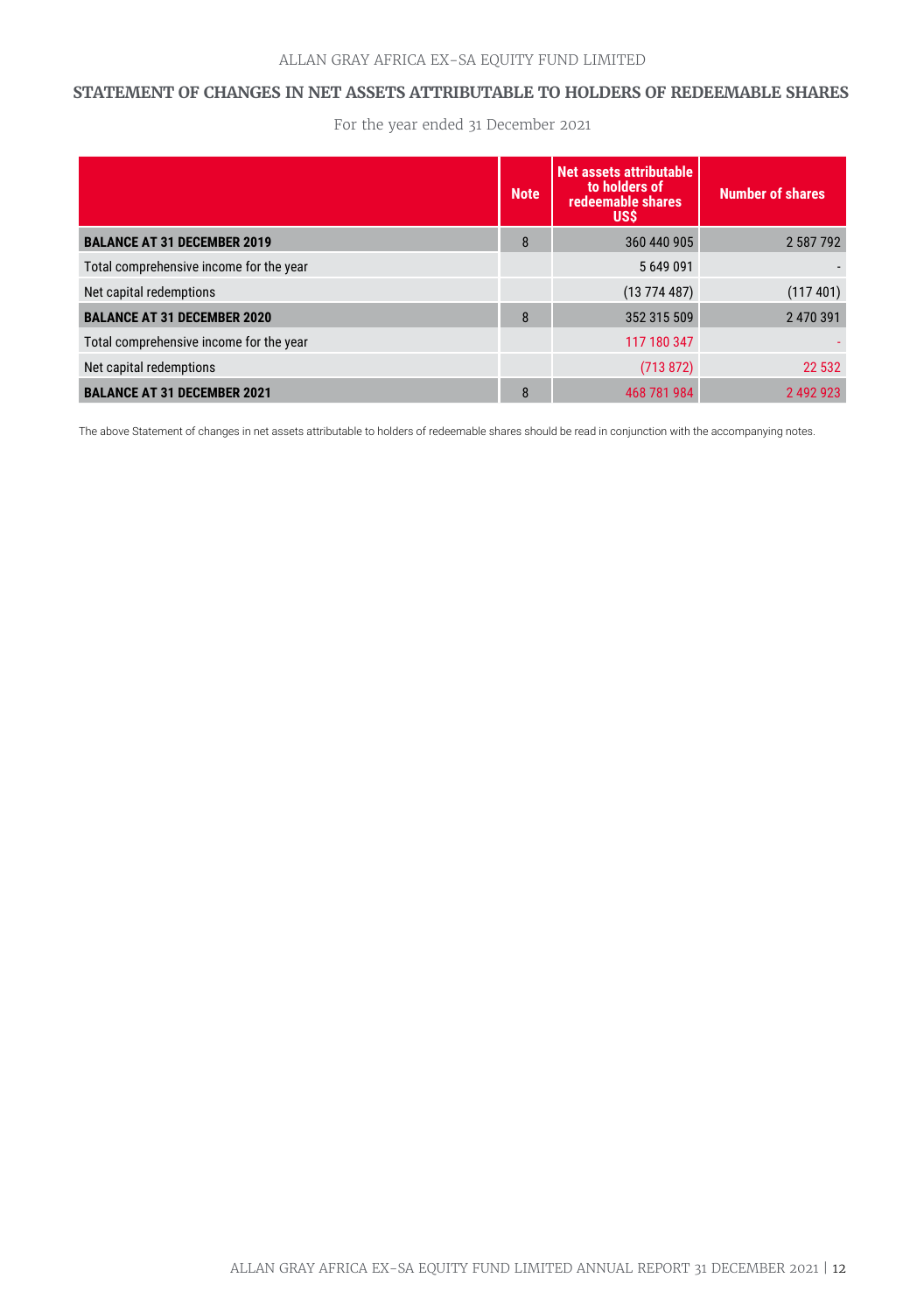ALLAN GRAY AFRICA EX-SA EQUITY FUND LIMITED

## STATEMENT OF CHANGES IN NET ASSETS ATTRIBUTABLE TO HOLDERS OF REDEEMABLE SHARES

For the year ended 31 December 2021

| | Note | Net assets attributable to holders of redeemable shares US$ | Number of shares |
|---|---|---|---|
| **BALANCE AT 31 DECEMBER 2019** | 8 | 360 440 905 | 2 587 792 |
| Total comprehensive income for the year | | 5 649 091 | - |
| Net capital redemptions | | (13 774 487) | (117 401) |
| **BALANCE AT 31 DECEMBER 2020** | 8 | 352 315 509 | 2 470 391 |
| Total comprehensive income for the year | | 117 180 347 | - |
| Net capital redemptions | | (713 872) | 22 532 |
| **BALANCE AT 31 DECEMBER 2021** | 8 | 468 781 984 | 2 492 923 |

The above Statement of changes in net assets attributable to holders of redeemable shares should be read in conjunction with the accompanying notes.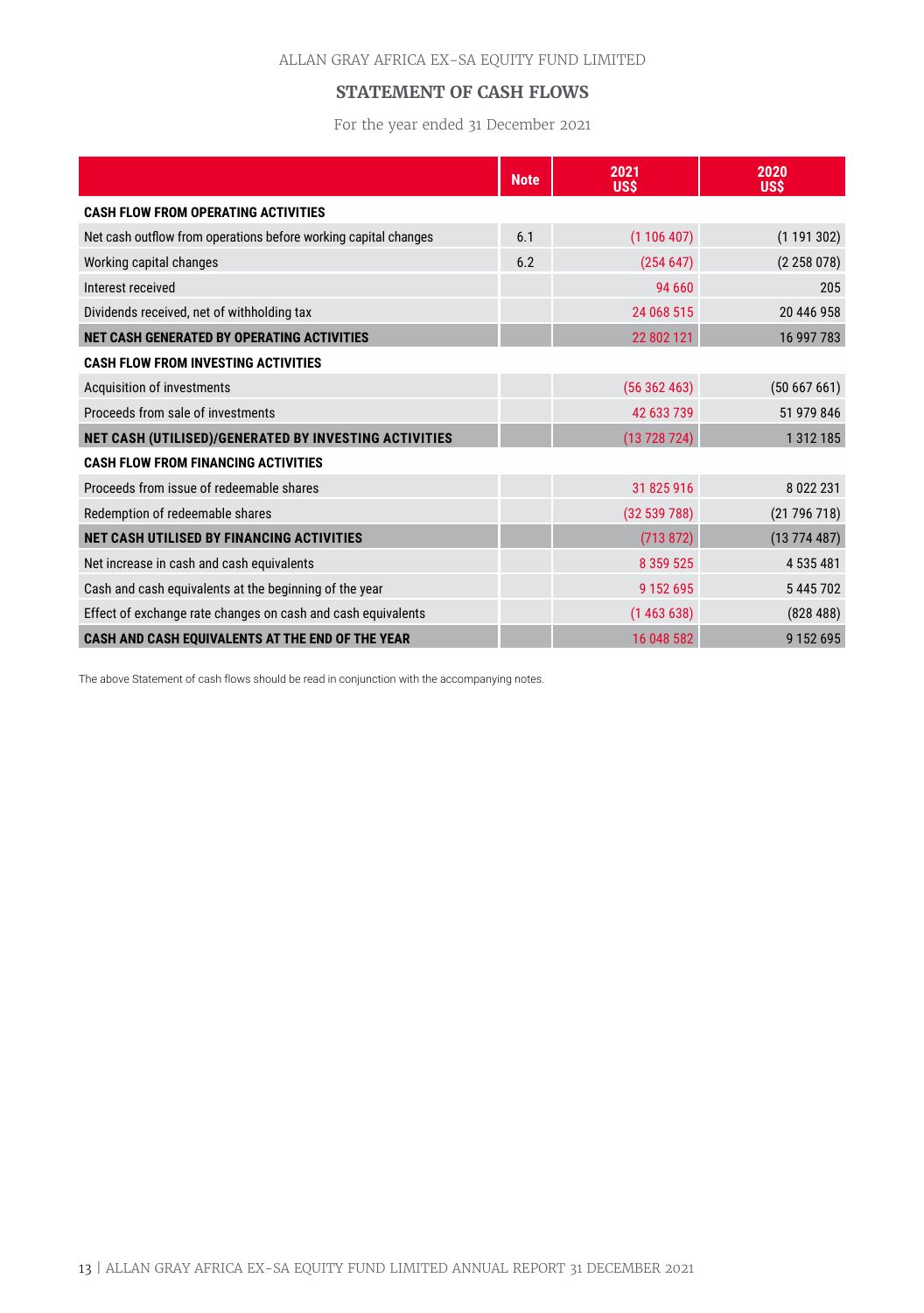## STATEMENT OF CASH FLOWS

For the year ended 31 December 2021

| | Note | 2021 US$ | 2020 US$ |
|---|---|---|---|
| **CASH FLOW FROM OPERATING ACTIVITIES** | | | |
| Net cash outflow from operations before working capital changes | 6.1 | (1 106 407) | (1 191 302) |
| Working capital changes | 6.2 | (254 647) | (2 258 078) |
| Interest received | | 94 660 | 205 |
| Dividends received, net of withholding tax | | 24 068 515 | 20 446 958 |
| **NET CASH GENERATED BY OPERATING ACTIVITIES** | | 22 802 121 | 16 997 783 |
| **CASH FLOW FROM INVESTING ACTIVITIES** | | | |
| Acquisition of investments | | (56 362 463) | (50 667 661) |
| Proceeds from sale of investments | | 42 633 739 | 51 979 846 |
| **NET CASH (UTILISED)/GENERATED BY INVESTING ACTIVITIES** | | (13 728 724) | 1 312 185 |
| **CASH FLOW FROM FINANCING ACTIVITIES** | | | |
| Proceeds from issue of redeemable shares | | 31 825 916 | 8 022 231 |
| Redemption of redeemable shares | | (32 539 788) | (21 796 718) |
| **NET CASH UTILISED BY FINANCING ACTIVITIES** | | (713 872) | (13 774 487) |
| Net increase in cash and cash equivalents | | 8 359 525 | 4 535 481 |
| Cash and cash equivalents at the beginning of the year | | 9 152 695 | 5 445 702 |
| Effect of exchange rate changes on cash and cash equivalents | | (1 463 638) | (828 488) |
| **CASH AND CASH EQUIVALENTS AT THE END OF THE YEAR** | | 16 048 582 | 9 152 695 |

The above Statement of cash flows should be read in conjunction with the accompanying notes.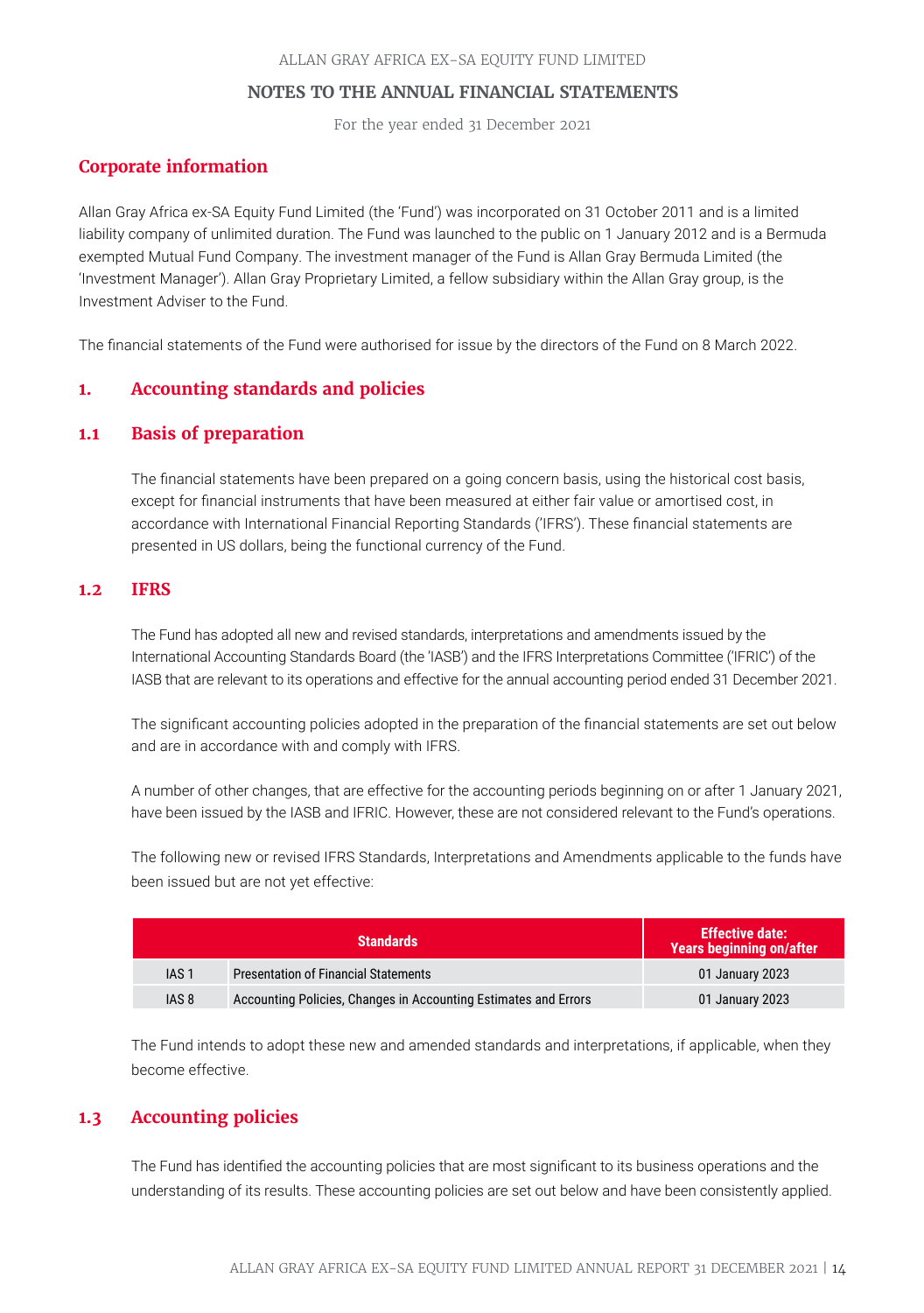ALLAN GRAY AFRICA EX-SA EQUITY FUND LIMITED

## NOTES TO THE ANNUAL FINANCIAL STATEMENTS

For the year ended 31 December 2021

## Corporate information

Allan Gray Africa ex-SA Equity Fund Limited (the 'Fund') was incorporated on 31 October 2011 and is a limited liability company of unlimited duration. The Fund was launched to the public on 1 January 2012 and is a Bermuda exempted Mutual Fund Company. The investment manager of the Fund is Allan Gray Bermuda Limited (the 'Investment Manager'). Allan Gray Proprietary Limited, a fellow subsidiary within the Allan Gray group, is the Investment Adviser to the Fund.

The financial statements of the Fund were authorised for issue by the directors of the Fund on 8 March 2022.

## 1. Accounting standards and policies

### 1.1 Basis of preparation

The financial statements have been prepared on a going concern basis, using the historical cost basis, except for financial instruments that have been measured at either fair value or amortised cost, in accordance with International Financial Reporting Standards ('IFRS'). These financial statements are presented in US dollars, being the functional currency of the Fund.

### 1.2 IFRS

The Fund has adopted all new and revised standards, interpretations and amendments issued by the International Accounting Standards Board (the 'IASB') and the IFRS Interpretations Committee ('IFRIC') of the IASB that are relevant to its operations and effective for the annual accounting period ended 31 December 2021.

The significant accounting policies adopted in the preparation of the financial statements are set out below and are in accordance with and comply with IFRS.

A number of other changes, that are effective for the accounting periods beginning on or after 1 January 2021, have been issued by the IASB and IFRIC. However, these are not considered relevant to the Fund's operations.

The following new or revised IFRS Standards, Interpretations and Amendments applicable to the funds have been issued but are not yet effective:

| Standards | | Effective date: Years beginning on/after |
|---|---|---|
| IAS 1 | Presentation of Financial Statements | 01 January 2023 |
| IAS 8 | Accounting Policies, Changes in Accounting Estimates and Errors | 01 January 2023 |

The Fund intends to adopt these new and amended standards and interpretations, if applicable, when they become effective.

### 1.3 Accounting policies

The Fund has identified the accounting policies that are most significant to its business operations and the understanding of its results. These accounting policies are set out below and have been consistently applied.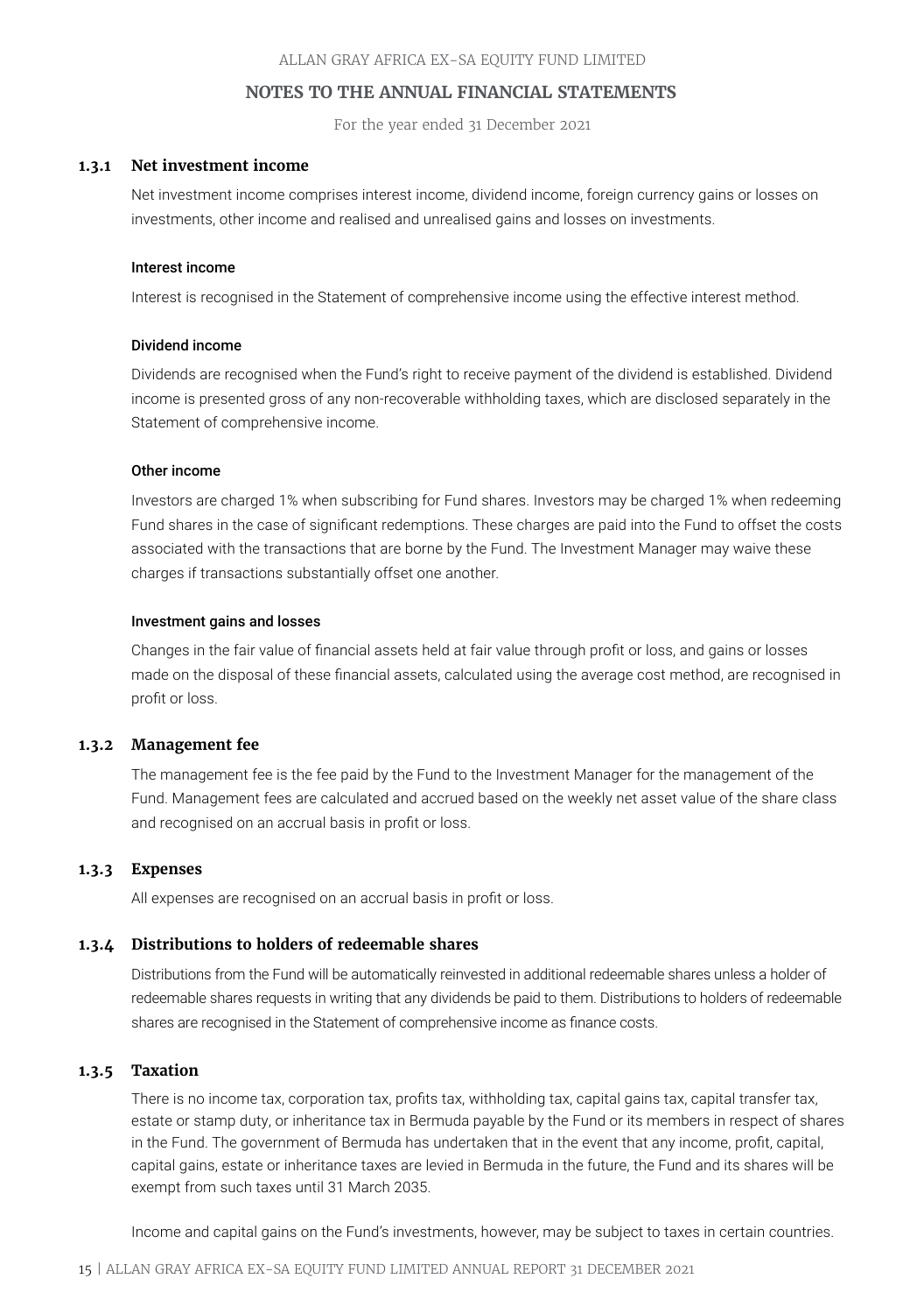### 1.3.1 Net investment income

Net investment income comprises interest income, dividend income, foreign currency gains or losses on investments, other income and realised and unrealised gains and losses on investments.

#### Interest income

Interest is recognised in the Statement of comprehensive income using the effective interest method.

#### Dividend income

Dividends are recognised when the Fund's right to receive payment of the dividend is established. Dividend income is presented gross of any non-recoverable withholding taxes, which are disclosed separately in the Statement of comprehensive income.

#### Other income

Investors are charged 1% when subscribing for Fund shares. Investors may be charged 1% when redeeming Fund shares in the case of significant redemptions. These charges are paid into the Fund to offset the costs associated with the transactions that are borne by the Fund. The Investment Manager may waive these charges if transactions substantially offset one another.

#### Investment gains and losses

Changes in the fair value of financial assets held at fair value through profit or loss, and gains or losses made on the disposal of these financial assets, calculated using the average cost method, are recognised in profit or loss.

### 1.3.2 Management fee

The management fee is the fee paid by the Fund to the Investment Manager for the management of the Fund. Management fees are calculated and accrued based on the weekly net asset value of the share class and recognised on an accrual basis in profit or loss.

### 1.3.3 Expenses

All expenses are recognised on an accrual basis in profit or loss.

### 1.3.4 Distributions to holders of redeemable shares

Distributions from the Fund will be automatically reinvested in additional redeemable shares unless a holder of redeemable shares requests in writing that any dividends be paid to them. Distributions to holders of redeemable shares are recognised in the Statement of comprehensive income as finance costs.

### 1.3.5 Taxation

There is no income tax, corporation tax, profits tax, withholding tax, capital gains tax, capital transfer tax, estate or stamp duty, or inheritance tax in Bermuda payable by the Fund or its members in respect of shares in the Fund. The government of Bermuda has undertaken that in the event that any income, profit, capital, capital gains, estate or inheritance taxes are levied in Bermuda in the future, the Fund and its shares will be exempt from such taxes until 31 March 2035.

Income and capital gains on the Fund's investments, however, may be subject to taxes in certain countries.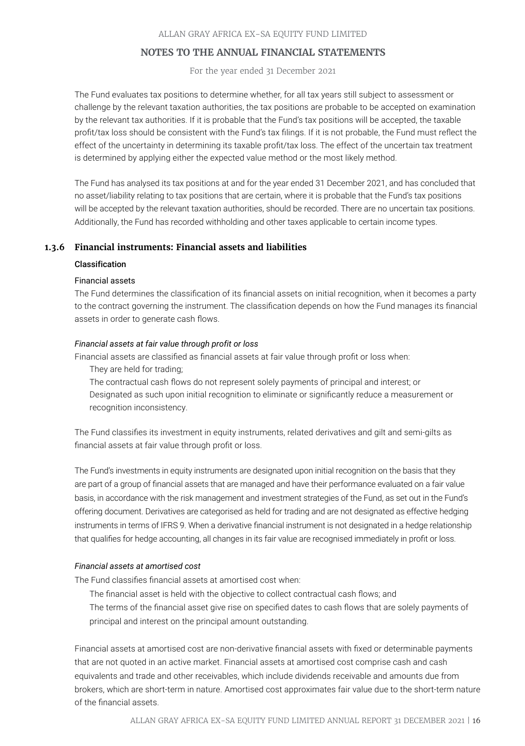The Fund evaluates tax positions to determine whether, for all tax years still subject to assessment or challenge by the relevant taxation authorities, the tax positions are probable to be accepted on examination by the relevant tax authorities. If it is probable that the Fund's tax positions will be accepted, the taxable profit/tax loss should be consistent with the Fund's tax filings. If it is not probable, the Fund must reflect the effect of the uncertainty in determining its taxable profit/tax loss. The effect of the uncertain tax treatment is determined by applying either the expected value method or the most likely method.

The Fund has analysed its tax positions at and for the year ended 31 December 2021, and has concluded that no asset/liability relating to tax positions that are certain, where it is probable that the Fund's tax positions will be accepted by the relevant taxation authorities, should be recorded. There are no uncertain tax positions. Additionally, the Fund has recorded withholding and other taxes applicable to certain income types.

### 1.3.6 Financial instruments: Financial assets and liabilities

#### Classification

Financial assets

The Fund determines the classification of its financial assets on initial recognition, when it becomes a party to the contract governing the instrument. The classification depends on how the Fund manages its financial assets in order to generate cash flows.

*Financial assets at fair value through profit or loss*

Financial assets are classified as financial assets at fair value through profit or loss when:

- They are held for trading;
- The contractual cash flows do not represent solely payments of principal and interest; or
- Designated as such upon initial recognition to eliminate or significantly reduce a measurement or recognition inconsistency.

The Fund classifies its investment in equity instruments, related derivatives and gilt and semi-gilts as financial assets at fair value through profit or loss.

The Fund's investments in equity instruments are designated upon initial recognition on the basis that they are part of a group of financial assets that are managed and have their performance evaluated on a fair value basis, in accordance with the risk management and investment strategies of the Fund, as set out in the Fund's offering document. Derivatives are categorised as held for trading and are not designated as effective hedging instruments in terms of IFRS 9. When a derivative financial instrument is not designated in a hedge relationship that qualifies for hedge accounting, all changes in its fair value are recognised immediately in profit or loss.

*Financial assets at amortised cost*

The Fund classifies financial assets at amortised cost when:

- The financial asset is held with the objective to collect contractual cash flows; and
- The terms of the financial asset give rise on specified dates to cash flows that are solely payments of principal and interest on the principal amount outstanding.

Financial assets at amortised cost are non-derivative financial assets with fixed or determinable payments that are not quoted in an active market. Financial assets at amortised cost comprise cash and cash equivalents and trade and other receivables, which include dividends receivable and amounts due from brokers, which are short-term in nature. Amortised cost approximates fair value due to the short-term nature of the financial assets.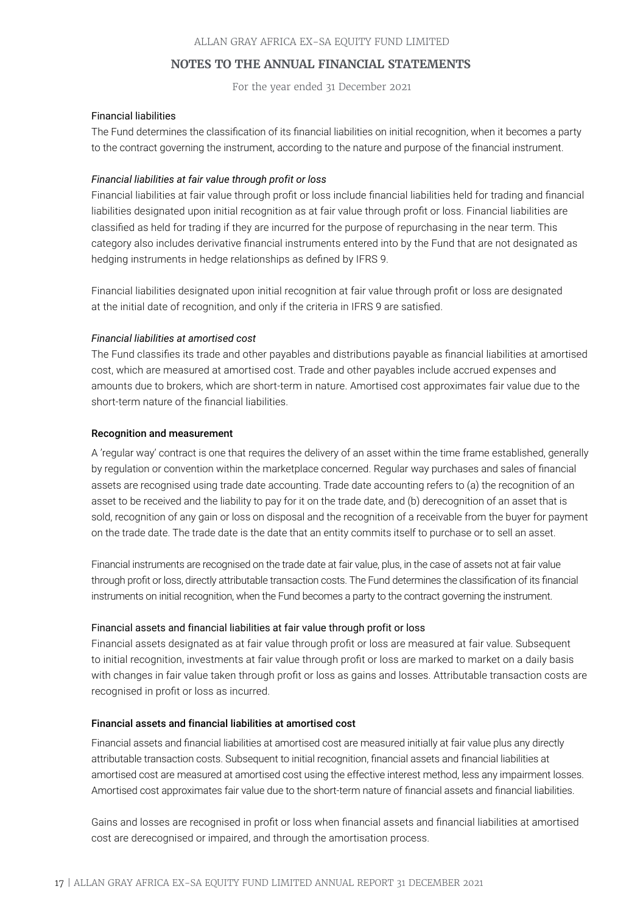### Financial liabilities

The Fund determines the classification of its financial liabilities on initial recognition, when it becomes a party to the contract governing the instrument, according to the nature and purpose of the financial instrument.

*Financial liabilities at fair value through profit or loss*

Financial liabilities at fair value through profit or loss include financial liabilities held for trading and financial liabilities designated upon initial recognition as at fair value through profit or loss. Financial liabilities are classified as held for trading if they are incurred for the purpose of repurchasing in the near term. This category also includes derivative financial instruments entered into by the Fund that are not designated as hedging instruments in hedge relationships as defined by IFRS 9.

Financial liabilities designated upon initial recognition at fair value through profit or loss are designated at the initial date of recognition, and only if the criteria in IFRS 9 are satisfied.

*Financial liabilities at amortised cost*

The Fund classifies its trade and other payables and distributions payable as financial liabilities at amortised cost, which are measured at amortised cost. Trade and other payables include accrued expenses and amounts due to brokers, which are short-term in nature. Amortised cost approximates fair value due to the short-term nature of the financial liabilities.

### Recognition and measurement

A 'regular way' contract is one that requires the delivery of an asset within the time frame established, generally by regulation or convention within the marketplace concerned. Regular way purchases and sales of financial assets are recognised using trade date accounting. Trade date accounting refers to (a) the recognition of an asset to be received and the liability to pay for it on the trade date, and (b) derecognition of an asset that is sold, recognition of any gain or loss on disposal and the recognition of a receivable from the buyer for payment on the trade date. The trade date is the date that an entity commits itself to purchase or to sell an asset.

Financial instruments are recognised on the trade date at fair value, plus, in the case of assets not at fair value through profit or loss, directly attributable transaction costs. The Fund determines the classification of its financial instruments on initial recognition, when the Fund becomes a party to the contract governing the instrument.

### Financial assets and financial liabilities at fair value through profit or loss

Financial assets designated as at fair value through profit or loss are measured at fair value. Subsequent to initial recognition, investments at fair value through profit or loss are marked to market on a daily basis with changes in fair value taken through profit or loss as gains and losses. Attributable transaction costs are recognised in profit or loss as incurred.

### Financial assets and financial liabilities at amortised cost

Financial assets and financial liabilities at amortised cost are measured initially at fair value plus any directly attributable transaction costs. Subsequent to initial recognition, financial assets and financial liabilities at amortised cost are measured at amortised cost using the effective interest method, less any impairment losses. Amortised cost approximates fair value due to the short-term nature of financial assets and financial liabilities.

Gains and losses are recognised in profit or loss when financial assets and financial liabilities at amortised cost are derecognised or impaired, and through the amortisation process.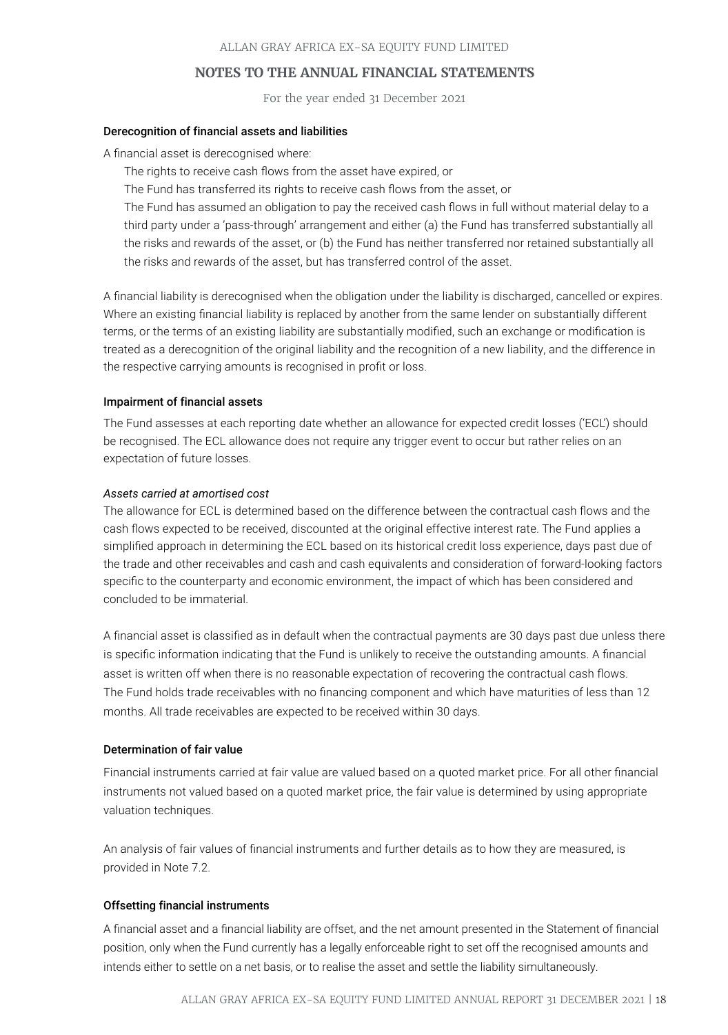### Derecognition of financial assets and liabilities

A financial asset is derecognised where:

- The rights to receive cash flows from the asset have expired, or
- The Fund has transferred its rights to receive cash flows from the asset, or
- The Fund has assumed an obligation to pay the received cash flows in full without material delay to a third party under a 'pass-through' arrangement and either (a) the Fund has transferred substantially all the risks and rewards of the asset, or (b) the Fund has neither transferred nor retained substantially all the risks and rewards of the asset, but has transferred control of the asset.

A financial liability is derecognised when the obligation under the liability is discharged, cancelled or expires. Where an existing financial liability is replaced by another from the same lender on substantially different terms, or the terms of an existing liability are substantially modified, such an exchange or modification is treated as a derecognition of the original liability and the recognition of a new liability, and the difference in the respective carrying amounts is recognised in profit or loss.

### Impairment of financial assets

The Fund assesses at each reporting date whether an allowance for expected credit losses ('ECL') should be recognised. The ECL allowance does not require any trigger event to occur but rather relies on an expectation of future losses.

*Assets carried at amortised cost*

The allowance for ECL is determined based on the difference between the contractual cash flows and the cash flows expected to be received, discounted at the original effective interest rate. The Fund applies a simplified approach in determining the ECL based on its historical credit loss experience, days past due of the trade and other receivables and cash and cash equivalents and consideration of forward-looking factors specific to the counterparty and economic environment, the impact of which has been considered and concluded to be immaterial.

A financial asset is classified as in default when the contractual payments are 30 days past due unless there is specific information indicating that the Fund is unlikely to receive the outstanding amounts. A financial asset is written off when there is no reasonable expectation of recovering the contractual cash flows. The Fund holds trade receivables with no financing component and which have maturities of less than 12 months. All trade receivables are expected to be received within 30 days.

### Determination of fair value

Financial instruments carried at fair value are valued based on a quoted market price. For all other financial instruments not valued based on a quoted market price, the fair value is determined by using appropriate valuation techniques.

An analysis of fair values of financial instruments and further details as to how they are measured, is provided in Note 7.2.

### Offsetting financial instruments

A financial asset and a financial liability are offset, and the net amount presented in the Statement of financial position, only when the Fund currently has a legally enforceable right to set off the recognised amounts and intends either to settle on a net basis, or to realise the asset and settle the liability simultaneously.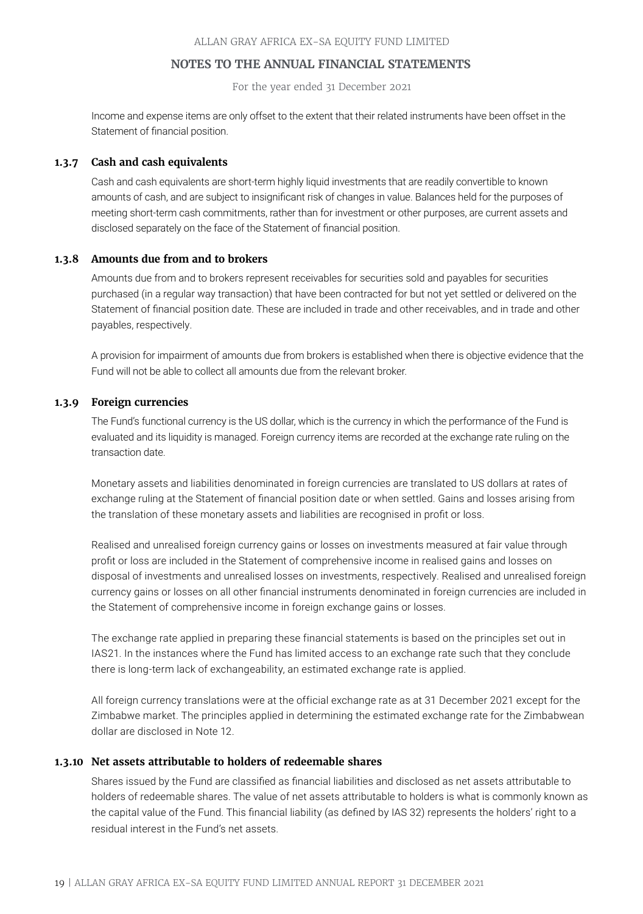Income and expense items are only offset to the extent that their related instruments have been offset in the Statement of financial position.

### 1.3.7 Cash and cash equivalents

Cash and cash equivalents are short-term highly liquid investments that are readily convertible to known amounts of cash, and are subject to insignificant risk of changes in value. Balances held for the purposes of meeting short-term cash commitments, rather than for investment or other purposes, are current assets and disclosed separately on the face of the Statement of financial position.

### 1.3.8 Amounts due from and to brokers

Amounts due from and to brokers represent receivables for securities sold and payables for securities purchased (in a regular way transaction) that have been contracted for but not yet settled or delivered on the Statement of financial position date. These are included in trade and other receivables, and in trade and other payables, respectively.

A provision for impairment of amounts due from brokers is established when there is objective evidence that the Fund will not be able to collect all amounts due from the relevant broker.

### 1.3.9 Foreign currencies

The Fund's functional currency is the US dollar, which is the currency in which the performance of the Fund is evaluated and its liquidity is managed. Foreign currency items are recorded at the exchange rate ruling on the transaction date.

Monetary assets and liabilities denominated in foreign currencies are translated to US dollars at rates of exchange ruling at the Statement of financial position date or when settled. Gains and losses arising from the translation of these monetary assets and liabilities are recognised in profit or loss.

Realised and unrealised foreign currency gains or losses on investments measured at fair value through profit or loss are included in the Statement of comprehensive income in realised gains and losses on disposal of investments and unrealised losses on investments, respectively. Realised and unrealised foreign currency gains or losses on all other financial instruments denominated in foreign currencies are included in the Statement of comprehensive income in foreign exchange gains or losses.

The exchange rate applied in preparing these financial statements is based on the principles set out in IAS21. In the instances where the Fund has limited access to an exchange rate such that they conclude there is long-term lack of exchangeability, an estimated exchange rate is applied.

All foreign currency translations were at the official exchange rate as at 31 December 2021 except for the Zimbabwe market. The principles applied in determining the estimated exchange rate for the Zimbabwean dollar are disclosed in Note 12.

### 1.3.10 Net assets attributable to holders of redeemable shares

Shares issued by the Fund are classified as financial liabilities and disclosed as net assets attributable to holders of redeemable shares. The value of net assets attributable to holders is what is commonly known as the capital value of the Fund. This financial liability (as defined by IAS 32) represents the holders' right to a residual interest in the Fund's net assets.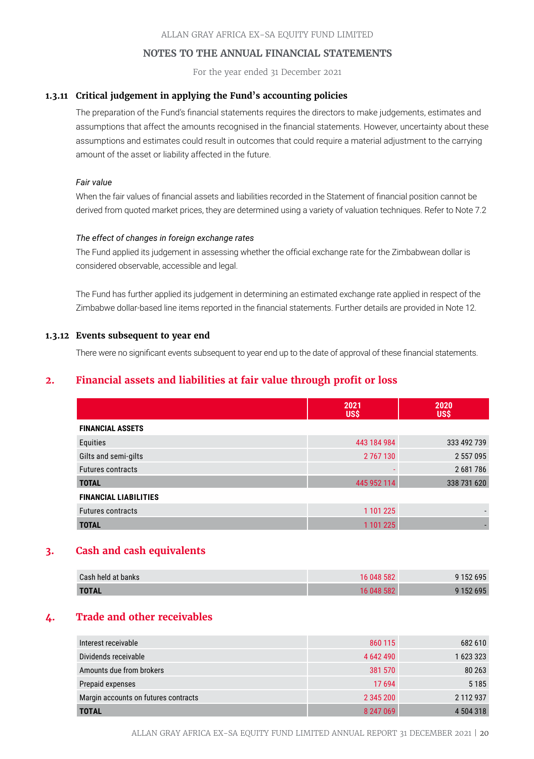### 1.3.11 Critical judgement in applying the Fund's accounting policies

The preparation of the Fund's financial statements requires the directors to make judgements, estimates and assumptions that affect the amounts recognised in the financial statements. However, uncertainty about these assumptions and estimates could result in outcomes that could require a material adjustment to the carrying amount of the asset or liability affected in the future.

*Fair value*

When the fair values of financial assets and liabilities recorded in the Statement of financial position cannot be derived from quoted market prices, they are determined using a variety of valuation techniques. Refer to Note 7.2

*The effect of changes in foreign exchange rates*

The Fund applied its judgement in assessing whether the official exchange rate for the Zimbabwean dollar is considered observable, accessible and legal.

The Fund has further applied its judgement in determining an estimated exchange rate applied in respect of the Zimbabwe dollar-based line items reported in the financial statements. Further details are provided in Note 12.

### 1.3.12 Events subsequent to year end

There were no significant events subsequent to year end up to the date of approval of these financial statements.

## 2. Financial assets and liabilities at fair value through profit or loss

| | 2021 US$ | 2020 US$ |
|---|---|---|
| **FINANCIAL ASSETS** | | |
| Equities | 443 184 984 | 333 492 739 |
| Gilts and semi-gilts | 2 767 130 | 2 557 095 |
| Futures contracts | - | 2 681 786 |
| **TOTAL** | 445 952 114 | 338 731 620 |
| **FINANCIAL LIABILITIES** | | |
| Futures contracts | 1 101 225 | - |
| **TOTAL** | 1 101 225 | - |

## 3. Cash and cash equivalents

| | 2021 US$ | 2020 US$ |
|---|---|---|
| Cash held at banks | 16 048 582 | 9 152 695 |
| **TOTAL** | 16 048 582 | 9 152 695 |

## 4. Trade and other receivables

| | 2021 US$ | 2020 US$ |
|---|---|---|
| Interest receivable | 860 115 | 682 610 |
| Dividends receivable | 4 642 490 | 1 623 323 |
| Amounts due from brokers | 381 570 | 80 263 |
| Prepaid expenses | 17 694 | 5 185 |
| Margin accounts on futures contracts | 2 345 200 | 2 112 937 |
| **TOTAL** | 8 247 069 | 4 504 318 |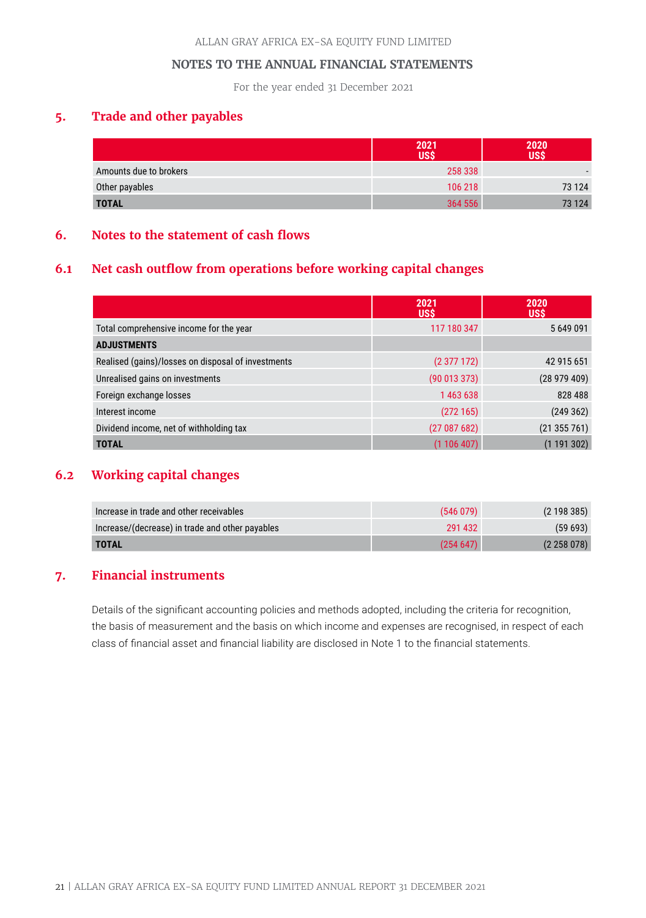ALLAN GRAY AFRICA EX-SA EQUITY FUND LIMITED

NOTES TO THE ANNUAL FINANCIAL STATEMENTS

For the year ended 31 December 2021

## 5. Trade and other payables

| | 2021 US$ | 2020 US$ |
|---|---|---|
| Amounts due to brokers | 258 338 | - |
| Other payables | 106 218 | 73 124 |
| **TOTAL** | 364 556 | 73 124 |

## 6. Notes to the statement of cash flows

### 6.1 Net cash outflow from operations before working capital changes

| | 2021 US$ | 2020 US$ |
|---|---|---|
| Total comprehensive income for the year | 117 180 347 | 5 649 091 |
| **ADJUSTMENTS** | | |
| Realised (gains)/losses on disposal of investments | (2 377 172) | 42 915 651 |
| Unrealised gains on investments | (90 013 373) | (28 979 409) |
| Foreign exchange losses | 1 463 638 | 828 488 |
| Interest income | (272 165) | (249 362) |
| Dividend income, net of withholding tax | (27 087 682) | (21 355 761) |
| **TOTAL** | (1 106 407) | (1 191 302) |

### 6.2 Working capital changes

| | 2021 US$ | 2020 US$ |
|---|---|---|
| Increase in trade and other receivables | (546 079) | (2 198 385) |
| Increase/(decrease) in trade and other payables | 291 432 | (59 693) |
| **TOTAL** | (254 647) | (2 258 078) |

## 7. Financial instruments

Details of the significant accounting policies and methods adopted, including the criteria for recognition, the basis of measurement and the basis on which income and expenses are recognised, in respect of each class of financial asset and financial liability are disclosed in Note 1 to the financial statements.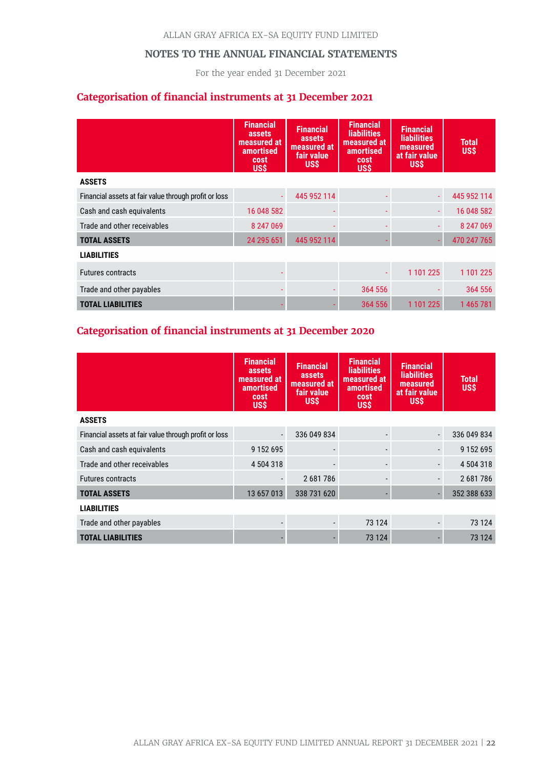ALLAN GRAY AFRICA EX-SA EQUITY FUND LIMITED

## NOTES TO THE ANNUAL FINANCIAL STATEMENTS

For the year ended 31 December 2021

### Categorisation of financial instruments at 31 December 2021

| | Financial assets measured at amortised cost US$ | Financial assets measured at fair value US$ | Financial liabilities measured at amortised cost US$ | Financial liabilities measured at fair value US$ | Total US$ |
|---|---|---|---|---|---|
| **ASSETS** | | | | | |
| Financial assets at fair value through profit or loss | - | 445 952 114 | - | - | 445 952 114 |
| Cash and cash equivalents | 16 048 582 | - | - | - | 16 048 582 |
| Trade and other receivables | 8 247 069 | - | - | - | 8 247 069 |
| **TOTAL ASSETS** | 24 295 651 | 445 952 114 | - | - | 470 247 765 |
| **LIABILITIES** | | | | | |
| Futures contracts | - | | - | 1 101 225 | 1 101 225 |
| Trade and other payables | - | - | 364 556 | - | 364 556 |
| **TOTAL LIABILITIES** | - | - | 364 556 | 1 101 225 | 1 465 781 |

### Categorisation of financial instruments at 31 December 2020

| | Financial assets measured at amortised cost US$ | Financial assets measured at fair value US$ | Financial liabilities measured at amortised cost US$ | Financial liabilities measured at fair value US$ | Total US$ |
|---|---|---|---|---|---|
| **ASSETS** | | | | | |
| Financial assets at fair value through profit or loss | - | 336 049 834 | - | - | 336 049 834 |
| Cash and cash equivalents | 9 152 695 | - | - | - | 9 152 695 |
| Trade and other receivables | 4 504 318 | - | - | - | 4 504 318 |
| Futures contracts | - | 2 681 786 | - | - | 2 681 786 |
| **TOTAL ASSETS** | 13 657 013 | 338 731 620 | - | - | 352 388 633 |
| **LIABILITIES** | | | | | |
| Trade and other payables | - | - | 73 124 | - | 73 124 |
| **TOTAL LIABILITIES** | - | - | 73 124 | - | 73 124 |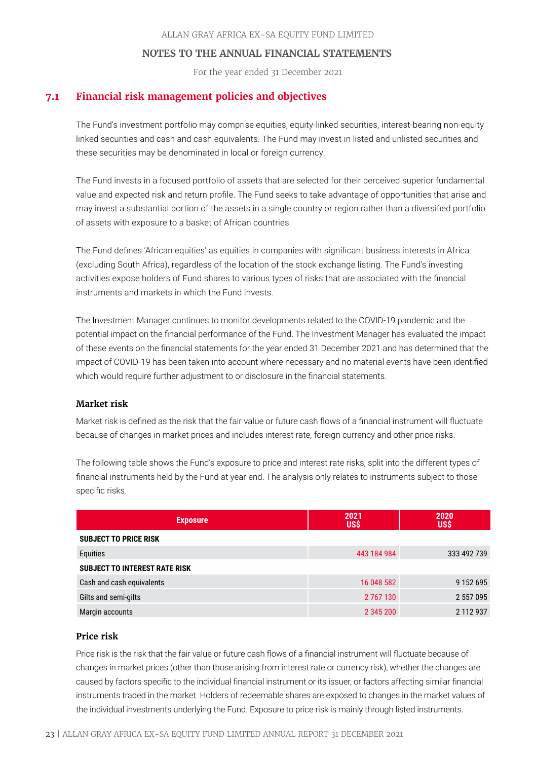ALLAN GRAY AFRICA EX-SA EQUITY FUND LIMITED

## NOTES TO THE ANNUAL FINANCIAL STATEMENTS

For the year ended 31 December 2021

## 7.1 Financial risk management policies and objectives

The Fund's investment portfolio may comprise equities, equity-linked securities, interest-bearing non-equity linked securities and cash and cash equivalents. The Fund may invest in listed and unlisted securities and these securities may be denominated in local or foreign currency.

The Fund invests in a focused portfolio of assets that are selected for their perceived superior fundamental value and expected risk and return profile. The Fund seeks to take advantage of opportunities that arise and may invest a substantial portion of the assets in a single country or region rather than a diversified portfolio of assets with exposure to a basket of African countries.

The Fund defines 'African equities' as equities in companies with significant business interests in Africa (excluding South Africa), regardless of the location of the stock exchange listing. The Fund's investing activities expose holders of Fund shares to various types of risks that are associated with the financial instruments and markets in which the Fund invests.

The Investment Manager continues to monitor developments related to the COVID-19 pandemic and the potential impact on the financial performance of the Fund. The Investment Manager has evaluated the impact of these events on the financial statements for the year ended 31 December 2021 and has determined that the impact of COVID-19 has been taken into account where necessary and no material events have been identified which would require further adjustment to or disclosure in the financial statements.

### Market risk

Market risk is defined as the risk that the fair value or future cash flows of a financial instrument will fluctuate because of changes in market prices and includes interest rate, foreign currency and other price risks.

The following table shows the Fund's exposure to price and interest rate risks, split into the different types of financial instruments held by the Fund at year end. The analysis only relates to instruments subject to those specific risks.

| Exposure | 2021 US$ | 2020 US$ |
|---|---|---|
| **SUBJECT TO PRICE RISK** | | |
| Equities | 443 184 984 | 333 492 739 |
| **SUBJECT TO INTEREST RATE RISK** | | |
| Cash and cash equivalents | 16 048 582 | 9 152 695 |
| Gilts and semi-gilts | 2 767 130 | 2 557 095 |
| Margin accounts | 2 345 200 | 2 112 937 |

### Price risk

Price risk is the risk that the fair value or future cash flows of a financial instrument will fluctuate because of changes in market prices (other than those arising from interest rate or currency risk), whether the changes are caused by factors specific to the individual financial instrument or its issuer, or factors affecting similar financial instruments traded in the market. Holders of redeemable shares are exposed to changes in the market values of the individual investments underlying the Fund. Exposure to price risk is mainly through listed instruments.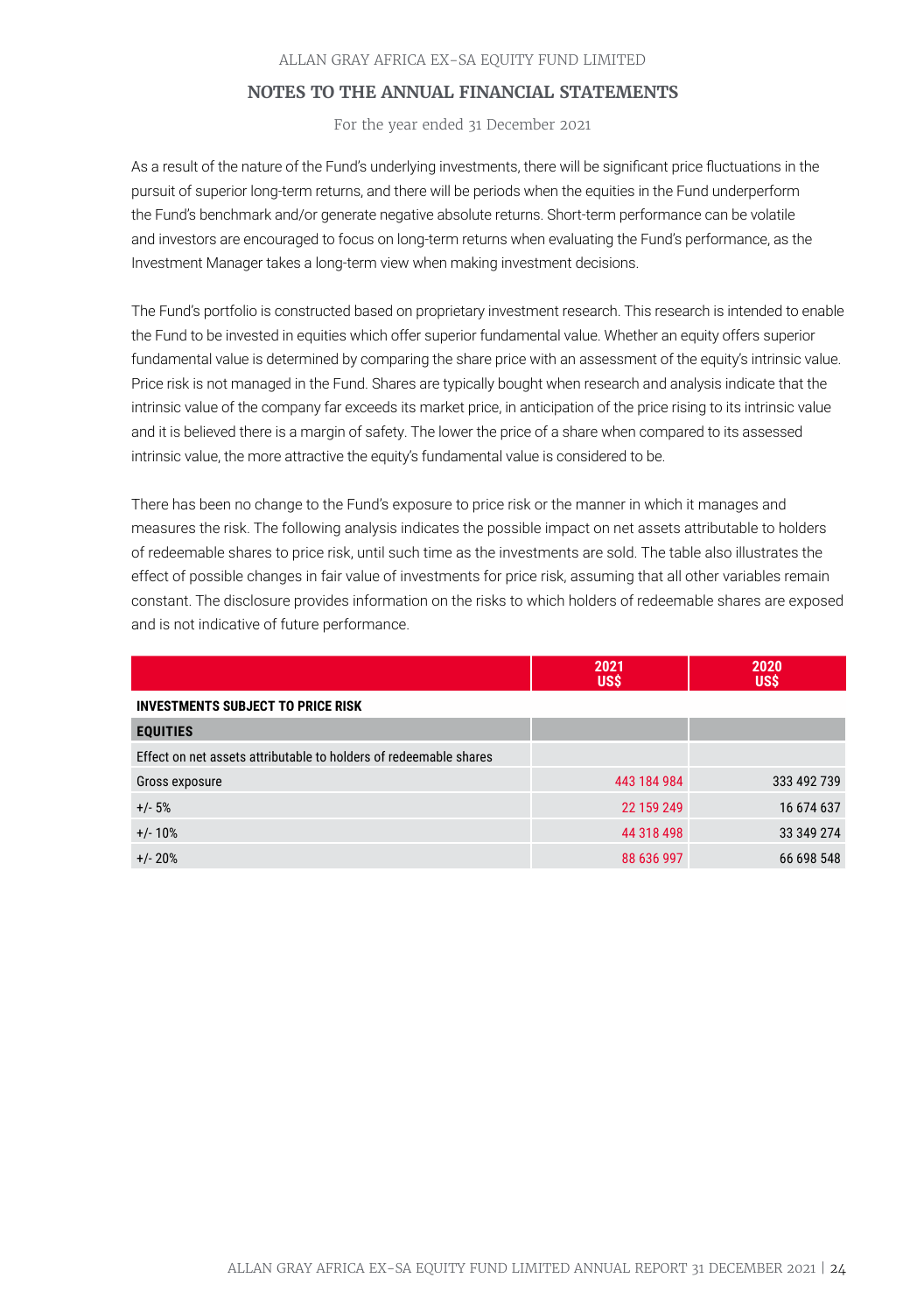As a result of the nature of the Fund's underlying investments, there will be significant price fluctuations in the pursuit of superior long-term returns, and there will be periods when the equities in the Fund underperform the Fund's benchmark and/or generate negative absolute returns. Short-term performance can be volatile and investors are encouraged to focus on long-term returns when evaluating the Fund's performance, as the Investment Manager takes a long-term view when making investment decisions.

The Fund's portfolio is constructed based on proprietary investment research. This research is intended to enable the Fund to be invested in equities which offer superior fundamental value. Whether an equity offers superior fundamental value is determined by comparing the share price with an assessment of the equity's intrinsic value. Price risk is not managed in the Fund. Shares are typically bought when research and analysis indicate that the intrinsic value of the company far exceeds its market price, in anticipation of the price rising to its intrinsic value and it is believed there is a margin of safety. The lower the price of a share when compared to its assessed intrinsic value, the more attractive the equity's fundamental value is considered to be.

There has been no change to the Fund's exposure to price risk or the manner in which it manages and measures the risk. The following analysis indicates the possible impact on net assets attributable to holders of redeemable shares to price risk, until such time as the investments are sold. The table also illustrates the effect of possible changes in fair value of investments for price risk, assuming that all other variables remain constant. The disclosure provides information on the risks to which holders of redeemable shares are exposed and is not indicative of future performance.

| | 2021 US$ | 2020 US$ |
|---|---|---|
| **INVESTMENTS SUBJECT TO PRICE RISK** | | |
| **EQUITIES** | | |
| Effect on net assets attributable to holders of redeemable shares | | |
| Gross exposure | 443 184 984 | 333 492 739 |
| +/- 5% | 22 159 249 | 16 674 637 |
| +/- 10% | 44 318 498 | 33 349 274 |
| +/- 20% | 88 636 997 | 66 698 548 |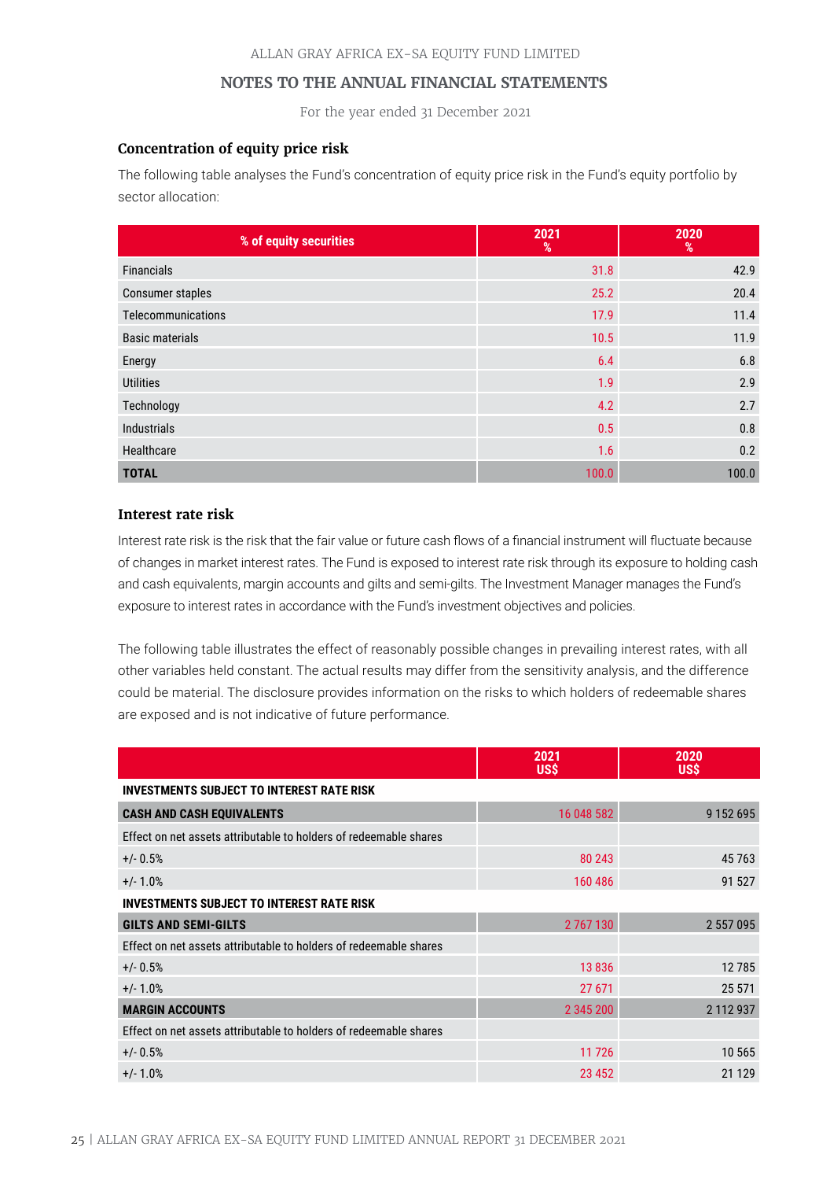ALLAN GRAY AFRICA EX-SA EQUITY FUND LIMITED

## NOTES TO THE ANNUAL FINANCIAL STATEMENTS

For the year ended 31 December 2021

### Concentration of equity price risk

The following table analyses the Fund's concentration of equity price risk in the Fund's equity portfolio by sector allocation:

| % of equity securities | 2021 % | 2020 % |
|---|---|---|
| Financials | 31.8 | 42.9 |
| Consumer staples | 25.2 | 20.4 |
| Telecommunications | 17.9 | 11.4 |
| Basic materials | 10.5 | 11.9 |
| Energy | 6.4 | 6.8 |
| Utilities | 1.9 | 2.9 |
| Technology | 4.2 | 2.7 |
| Industrials | 0.5 | 0.8 |
| Healthcare | 1.6 | 0.2 |
| **TOTAL** | 100.0 | 100.0 |

### Interest rate risk

Interest rate risk is the risk that the fair value or future cash flows of a financial instrument will fluctuate because of changes in market interest rates. The Fund is exposed to interest rate risk through its exposure to holding cash and cash equivalents, margin accounts and gilts and semi-gilts. The Investment Manager manages the Fund's exposure to interest rates in accordance with the Fund's investment objectives and policies.

The following table illustrates the effect of reasonably possible changes in prevailing interest rates, with all other variables held constant. The actual results may differ from the sensitivity analysis, and the difference could be material. The disclosure provides information on the risks to which holders of redeemable shares are exposed and is not indicative of future performance.

| | 2021 US$ | 2020 US$ |
|---|---|---|
| **INVESTMENTS SUBJECT TO INTEREST RATE RISK** | | |
| **CASH AND CASH EQUIVALENTS** | 16 048 582 | 9 152 695 |
| Effect on net assets attributable to holders of redeemable shares | | |
| +/- 0.5% | 80 243 | 45 763 |
| +/- 1.0% | 160 486 | 91 527 |
| **INVESTMENTS SUBJECT TO INTEREST RATE RISK** | | |
| **GILTS AND SEMI-GILTS** | 2 767 130 | 2 557 095 |
| Effect on net assets attributable to holders of redeemable shares | | |
| +/- 0.5% | 13 836 | 12 785 |
| +/- 1.0% | 27 671 | 25 571 |
| **MARGIN ACCOUNTS** | 2 345 200 | 2 112 937 |
| Effect on net assets attributable to holders of redeemable shares | | |
| +/- 0.5% | 11 726 | 10 565 |
| +/- 1.0% | 23 452 | 21 129 |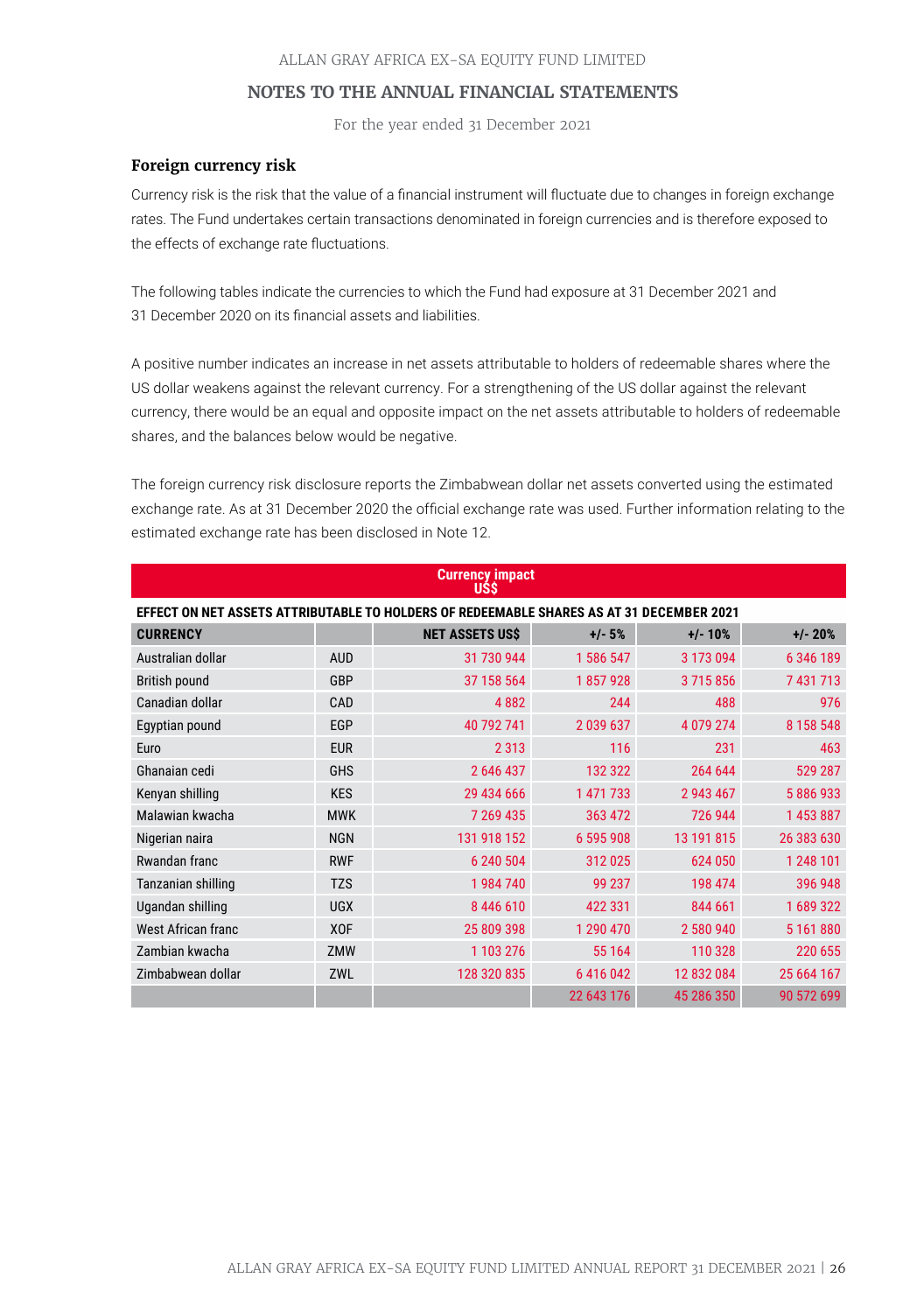## Foreign currency risk

Currency risk is the risk that the value of a financial instrument will fluctuate due to changes in foreign exchange rates. The Fund undertakes certain transactions denominated in foreign currencies and is therefore exposed to the effects of exchange rate fluctuations.

The following tables indicate the currencies to which the Fund had exposure at 31 December 2021 and 31 December 2020 on its financial assets and liabilities.

A positive number indicates an increase in net assets attributable to holders of redeemable shares where the US dollar weakens against the relevant currency. For a strengthening of the US dollar against the relevant currency, there would be an equal and opposite impact on the net assets attributable to holders of redeemable shares, and the balances below would be negative.

The foreign currency risk disclosure reports the Zimbabwean dollar net assets converted using the estimated exchange rate. As at 31 December 2020 the official exchange rate was used. Further information relating to the estimated exchange rate has been disclosed in Note 12.

| Currency impact US$ | | | | | |
|---|---|---|---|---|---|
| **EFFECT ON NET ASSETS ATTRIBUTABLE TO HOLDERS OF REDEEMABLE SHARES AS AT 31 DECEMBER 2021** | | | | | |
| **CURRENCY** | | **NET ASSETS US$** | **+/- 5%** | **+/- 10%** | **+/- 20%** |
| Australian dollar | AUD | 31 730 944 | 1 586 547 | 3 173 094 | 6 346 189 |
| British pound | GBP | 37 158 564 | 1 857 928 | 3 715 856 | 7 431 713 |
| Canadian dollar | CAD | 4 882 | 244 | 488 | 976 |
| Egyptian pound | EGP | 40 792 741 | 2 039 637 | 4 079 274 | 8 158 548 |
| Euro | EUR | 2 313 | 116 | 231 | 463 |
| Ghanaian cedi | GHS | 2 646 437 | 132 322 | 264 644 | 529 287 |
| Kenyan shilling | KES | 29 434 666 | 1 471 733 | 2 943 467 | 5 886 933 |
| Malawian kwacha | MWK | 7 269 435 | 363 472 | 726 944 | 1 453 887 |
| Nigerian naira | NGN | 131 918 152 | 6 595 908 | 13 191 815 | 26 383 630 |
| Rwandan franc | RWF | 6 240 504 | 312 025 | 624 050 | 1 248 101 |
| Tanzanian shilling | TZS | 1 984 740 | 99 237 | 198 474 | 396 948 |
| Ugandan shilling | UGX | 8 446 610 | 422 331 | 844 661 | 1 689 322 |
| West African franc | XOF | 25 809 398 | 1 290 470 | 2 580 940 | 5 161 880 |
| Zambian kwacha | ZMW | 1 103 276 | 55 164 | 110 328 | 220 655 |
| Zimbabwean dollar | ZWL | 128 320 835 | 6 416 042 | 12 832 084 | 25 664 167 |
| | | | 22 643 176 | 45 286 350 | 90 572 699 |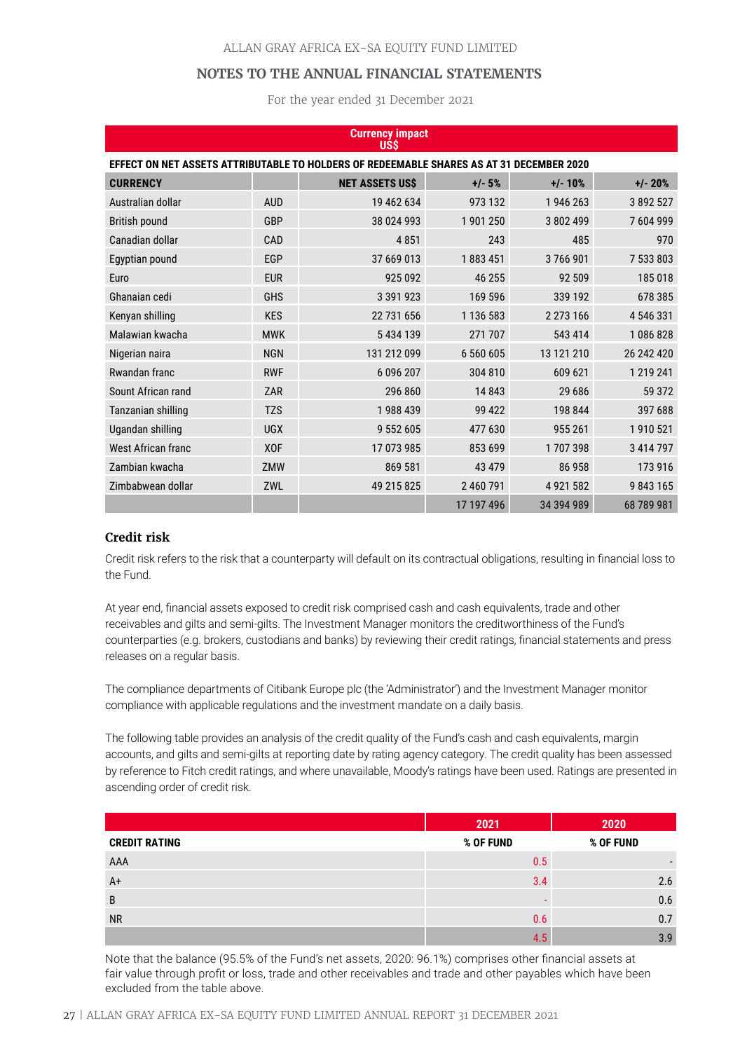# NOTES TO THE ANNUAL FINANCIAL STATEMENTS

For the year ended 31 December 2021

| Currency impact US$ | | | | | |
|---|---|---|---|---|---|
| **EFFECT ON NET ASSETS ATTRIBUTABLE TO HOLDERS OF REDEEMABLE SHARES AS AT 31 DECEMBER 2020** | | | | | |
| **CURRENCY** | | **NET ASSETS US$** | **+/- 5%** | **+/- 10%** | **+/- 20%** |
| Australian dollar | AUD | 19 462 634 | 973 132 | 1 946 263 | 3 892 527 |
| British pound | GBP | 38 024 993 | 1 901 250 | 3 802 499 | 7 604 999 |
| Canadian dollar | CAD | 4 851 | 243 | 485 | 970 |
| Egyptian pound | EGP | 37 669 013 | 1 883 451 | 3 766 901 | 7 533 803 |
| Euro | EUR | 925 092 | 46 255 | 92 509 | 185 018 |
| Ghanaian cedi | GHS | 3 391 923 | 169 596 | 339 192 | 678 385 |
| Kenyan shilling | KES | 22 731 656 | 1 136 583 | 2 273 166 | 4 546 331 |
| Malawian kwacha | MWK | 5 434 139 | 271 707 | 543 414 | 1 086 828 |
| Nigerian naira | NGN | 131 212 099 | 6 560 605 | 13 121 210 | 26 242 420 |
| Rwandan franc | RWF | 6 096 207 | 304 810 | 609 621 | 1 219 241 |
| Sount African rand | ZAR | 296 860 | 14 843 | 29 686 | 59 372 |
| Tanzanian shilling | TZS | 1 988 439 | 99 422 | 198 844 | 397 688 |
| Ugandan shilling | UGX | 9 552 605 | 477 630 | 955 261 | 1 910 521 |
| West African franc | XOF | 17 073 985 | 853 699 | 1 707 398 | 3 414 797 |
| Zambian kwacha | ZMW | 869 581 | 43 479 | 86 958 | 173 916 |
| Zimbabwean dollar | ZWL | 49 215 825 | 2 460 791 | 4 921 582 | 9 843 165 |
| | | | 17 197 496 | 34 394 989 | 68 789 981 |

### Credit risk

Credit risk refers to the risk that a counterparty will default on its contractual obligations, resulting in financial loss to the Fund.

At year end, financial assets exposed to credit risk comprised cash and cash equivalents, trade and other receivables and gilts and semi-gilts. The Investment Manager monitors the creditworthiness of the Fund's counterparties (e.g. brokers, custodians and banks) by reviewing their credit ratings, financial statements and press releases on a regular basis.

The compliance departments of Citibank Europe plc (the 'Administrator') and the Investment Manager monitor compliance with applicable regulations and the investment mandate on a daily basis.

The following table provides an analysis of the credit quality of the Fund's cash and cash equivalents, margin accounts, and gilts and semi-gilts at reporting date by rating agency category. The credit quality has been assessed by reference to Fitch credit ratings, and where unavailable, Moody's ratings have been used. Ratings are presented in ascending order of credit risk.

| | 2021 | 2020 |
|---|---|---|
| **CREDIT RATING** | **% OF FUND** | **% OF FUND** |
| AAA | 0.5 | - |
| A+ | 3.4 | 2.6 |
| B | - | 0.6 |
| NR | 0.6 | 0.7 |
| | 4.5 | 3.9 |

Note that the balance (95.5% of the Fund's net assets, 2020: 96.1%) comprises other financial assets at fair value through profit or loss, trade and other receivables and trade and other payables which have been excluded from the table above.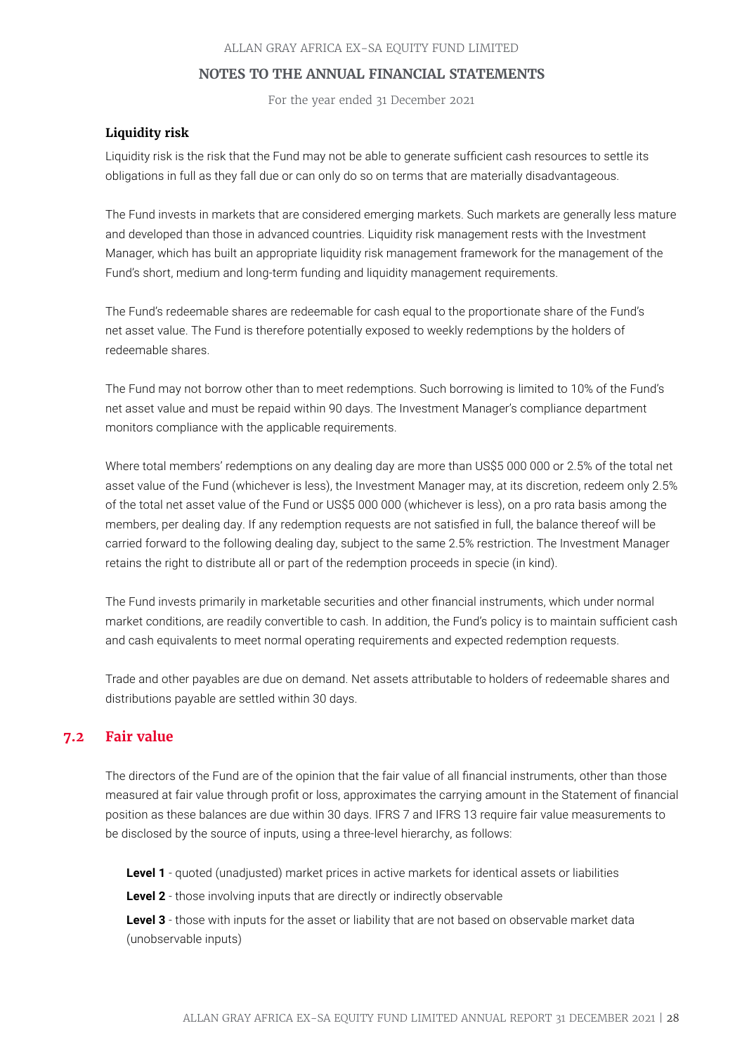### Liquidity risk

Liquidity risk is the risk that the Fund may not be able to generate sufficient cash resources to settle its obligations in full as they fall due or can only do so on terms that are materially disadvantageous.

The Fund invests in markets that are considered emerging markets. Such markets are generally less mature and developed than those in advanced countries. Liquidity risk management rests with the Investment Manager, which has built an appropriate liquidity risk management framework for the management of the Fund's short, medium and long-term funding and liquidity management requirements.

The Fund's redeemable shares are redeemable for cash equal to the proportionate share of the Fund's net asset value. The Fund is therefore potentially exposed to weekly redemptions by the holders of redeemable shares.

The Fund may not borrow other than to meet redemptions. Such borrowing is limited to 10% of the Fund's net asset value and must be repaid within 90 days. The Investment Manager's compliance department monitors compliance with the applicable requirements.

Where total members' redemptions on any dealing day are more than US$5 000 000 or 2.5% of the total net asset value of the Fund (whichever is less), the Investment Manager may, at its discretion, redeem only 2.5% of the total net asset value of the Fund or US$5 000 000 (whichever is less), on a pro rata basis among the members, per dealing day. If any redemption requests are not satisfied in full, the balance thereof will be carried forward to the following dealing day, subject to the same 2.5% restriction. The Investment Manager retains the right to distribute all or part of the redemption proceeds in specie (in kind).

The Fund invests primarily in marketable securities and other financial instruments, which under normal market conditions, are readily convertible to cash. In addition, the Fund's policy is to maintain sufficient cash and cash equivalents to meet normal operating requirements and expected redemption requests.

Trade and other payables are due on demand. Net assets attributable to holders of redeemable shares and distributions payable are settled within 30 days.

## 7.2 Fair value

The directors of the Fund are of the opinion that the fair value of all financial instruments, other than those measured at fair value through profit or loss, approximates the carrying amount in the Statement of financial position as these balances are due within 30 days. IFRS 7 and IFRS 13 require fair value measurements to be disclosed by the source of inputs, using a three-level hierarchy, as follows:

**Level 1** - quoted (unadjusted) market prices in active markets for identical assets or liabilities

**Level 2** - those involving inputs that are directly or indirectly observable

**Level 3** - those with inputs for the asset or liability that are not based on observable market data (unobservable inputs)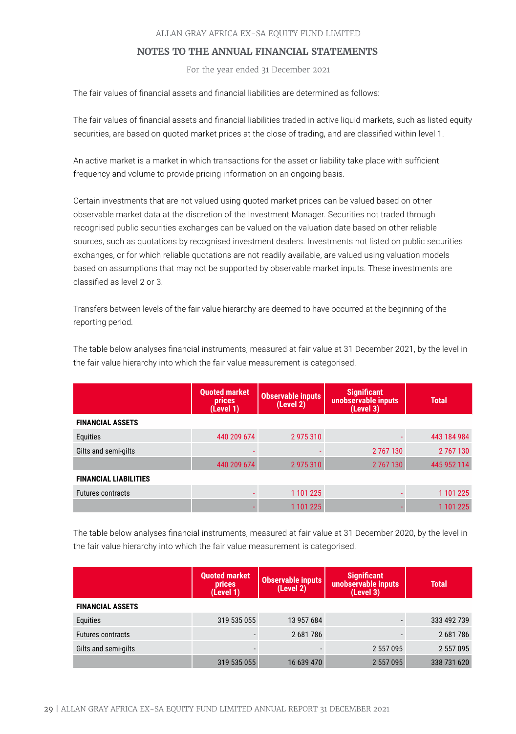The fair values of financial assets and financial liabilities are determined as follows:

The fair values of financial assets and financial liabilities traded in active liquid markets, such as listed equity securities, are based on quoted market prices at the close of trading, and are classified within level 1.

An active market is a market in which transactions for the asset or liability take place with sufficient frequency and volume to provide pricing information on an ongoing basis.

Certain investments that are not valued using quoted market prices can be valued based on other observable market data at the discretion of the Investment Manager. Securities not traded through recognised public securities exchanges can be valued on the valuation date based on other reliable sources, such as quotations by recognised investment dealers. Investments not listed on public securities exchanges, or for which reliable quotations are not readily available, are valued using valuation models based on assumptions that may not be supported by observable market inputs. These investments are classified as level 2 or 3.

Transfers between levels of the fair value hierarchy are deemed to have occurred at the beginning of the reporting period.

The table below analyses financial instruments, measured at fair value at 31 December 2021, by the level in the fair value hierarchy into which the fair value measurement is categorised.

| | Quoted market prices (Level 1) | Observable inputs (Level 2) | Significant unobservable inputs (Level 3) | Total |
|---|---|---|---|---|
| **FINANCIAL ASSETS** | | | | |
| Equities | 440 209 674 | 2 975 310 | - | 443 184 984 |
| Gilts and semi-gilts | - | - | 2 767 130 | 2 767 130 |
| | 440 209 674 | 2 975 310 | 2 767 130 | 445 952 114 |
| **FINANCIAL LIABILITIES** | | | | |
| Futures contracts | - | 1 101 225 | - | 1 101 225 |
| | - | 1 101 225 | - | 1 101 225 |

The table below analyses financial instruments, measured at fair value at 31 December 2020, by the level in the fair value hierarchy into which the fair value measurement is categorised.

| | Quoted market prices (Level 1) | Observable inputs (Level 2) | Significant unobservable inputs (Level 3) | Total |
|---|---|---|---|---|
| **FINANCIAL ASSETS** | | | | |
| Equities | 319 535 055 | 13 957 684 | - | 333 492 739 |
| Futures contracts | - | 2 681 786 | - | 2 681 786 |
| Gilts and semi-gilts | - | - | 2 557 095 | 2 557 095 |
| | 319 535 055 | 16 639 470 | 2 557 095 | 338 731 620 |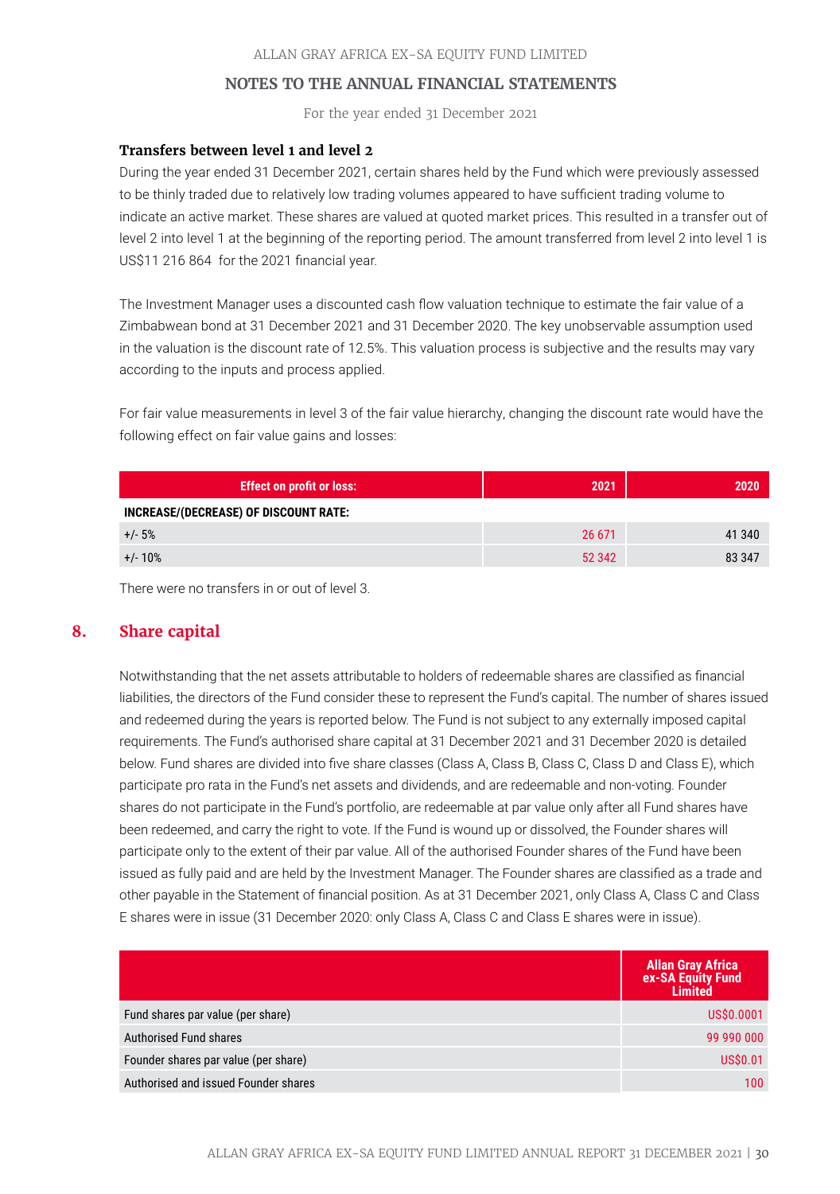### Transfers between level 1 and level 2

During the year ended 31 December 2021, certain shares held by the Fund which were previously assessed to be thinly traded due to relatively low trading volumes appeared to have sufficient trading volume to indicate an active market. These shares are valued at quoted market prices. This resulted in a transfer out of level 2 into level 1 at the beginning of the reporting period. The amount transferred from level 2 into level 1 is US$11 216 864 for the 2021 financial year.

The Investment Manager uses a discounted cash flow valuation technique to estimate the fair value of a Zimbabwean bond at 31 December 2021 and 31 December 2020. The key unobservable assumption used in the valuation is the discount rate of 12.5%. This valuation process is subjective and the results may vary according to the inputs and process applied.

For fair value measurements in level 3 of the fair value hierarchy, changing the discount rate would have the following effect on fair value gains and losses:

| Effect on profit or loss: | 2021 | 2020 |
|---|---|---|
| **INCREASE/(DECREASE) OF DISCOUNT RATE:** | | |
| +/- 5% | 26 671 | 41 340 |
| +/- 10% | 52 342 | 83 347 |

There were no transfers in or out of level 3.

## 8. Share capital

Notwithstanding that the net assets attributable to holders of redeemable shares are classified as financial liabilities, the directors of the Fund consider these to represent the Fund's capital. The number of shares issued and redeemed during the years is reported below. The Fund is not subject to any externally imposed capital requirements. The Fund's authorised share capital at 31 December 2021 and 31 December 2020 is detailed below. Fund shares are divided into five share classes (Class A, Class B, Class C, Class D and Class E), which participate pro rata in the Fund's net assets and dividends, and are redeemable and non-voting. Founder shares do not participate in the Fund's portfolio, are redeemable at par value only after all Fund shares have been redeemed, and carry the right to vote. If the Fund is wound up or dissolved, the Founder shares will participate only to the extent of their par value. All of the authorised Founder shares of the Fund have been issued as fully paid and are held by the Investment Manager. The Founder shares are classified as a trade and other payable in the Statement of financial position. As at 31 December 2021, only Class A, Class C and Class E shares were in issue (31 December 2020: only Class A, Class C and Class E shares were in issue).

| | Allan Gray Africa ex-SA Equity Fund Limited |
|---|---|
| Fund shares par value (per share) | US$0.0001 |
| Authorised Fund shares | 99 990 000 |
| Founder shares par value (per share) | US$0.01 |
| Authorised and issued Founder shares | 100 |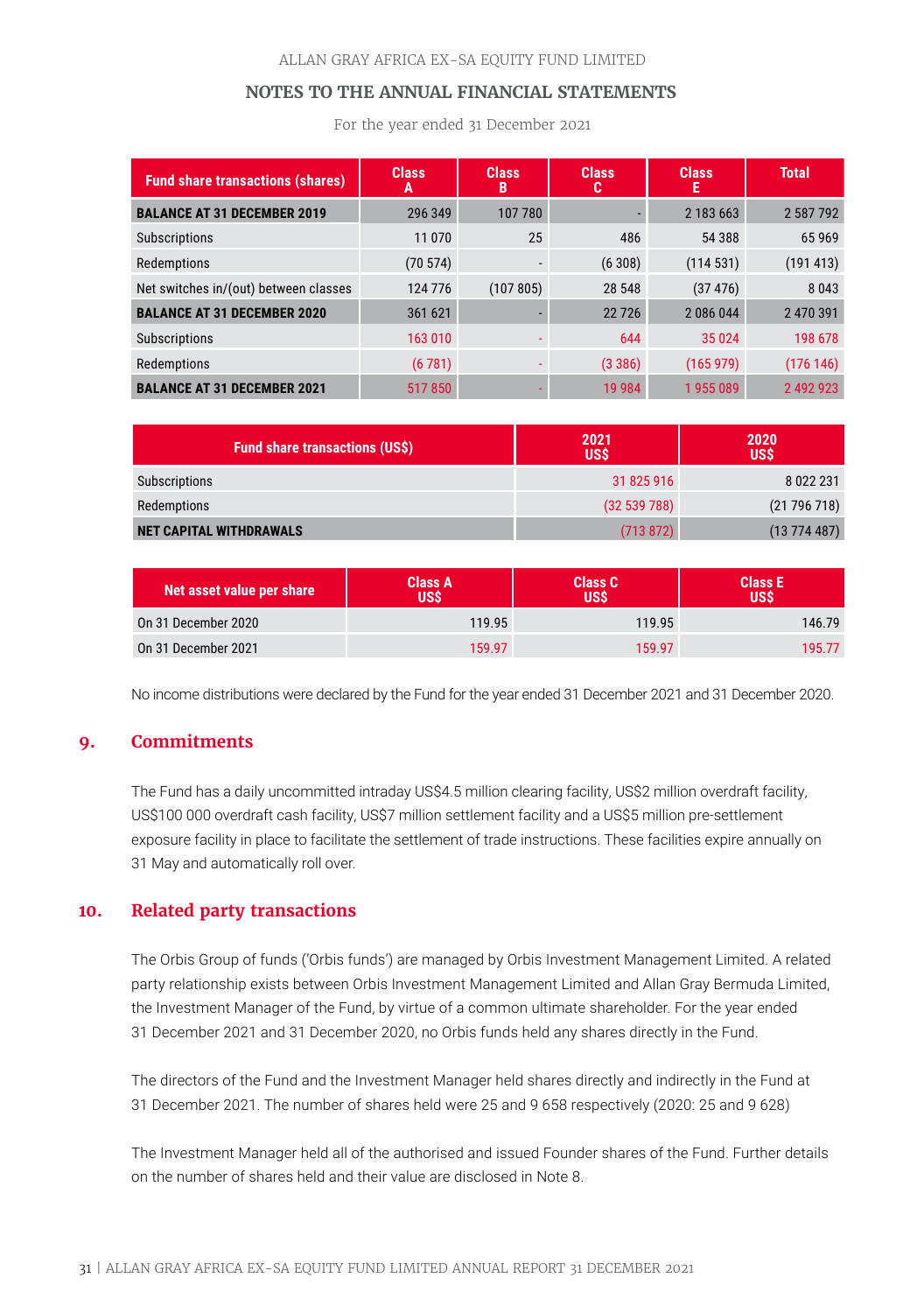| Fund share transactions (shares) | Class A | Class B | Class C | Class E | Total |
|---|---|---|---|---|---|
| **BALANCE AT 31 DECEMBER 2019** | 296 349 | 107 780 | - | 2 183 663 | 2 587 792 |
| Subscriptions | 11 070 | 25 | 486 | 54 388 | 65 969 |
| Redemptions | (70 574) | - | (6 308) | (114 531) | (191 413) |
| Net switches in/(out) between classes | 124 776 | (107 805) | 28 548 | (37 476) | 8 043 |
| **BALANCE AT 31 DECEMBER 2020** | 361 621 | - | 22 726 | 2 086 044 | 2 470 391 |
| Subscriptions | 163 010 | - | 644 | 35 024 | 198 678 |
| Redemptions | (6 781) | - | (3 386) | (165 979) | (176 146) |
| **BALANCE AT 31 DECEMBER 2021** | 517 850 | - | 19 984 | 1 955 089 | 2 492 923 |

| Fund share transactions (US$) | 2021 US$ | 2020 US$ |
|---|---|---|
| Subscriptions | 31 825 916 | 8 022 231 |
| Redemptions | (32 539 788) | (21 796 718) |
| **NET CAPITAL WITHDRAWALS** | (713 872) | (13 774 487) |

| Net asset value per share | Class A US$ | Class C US$ | Class E US$ |
|---|---|---|---|
| On 31 December 2020 | 119.95 | 119.95 | 146.79 |
| On 31 December 2021 | 159.97 | 159.97 | 195.77 |

No income distributions were declared by the Fund for the year ended 31 December 2021 and 31 December 2020.

## 9. Commitments

The Fund has a daily uncommitted intraday US$4.5 million clearing facility, US$2 million overdraft facility, US$100 000 overdraft cash facility, US$7 million settlement facility and a US$5 million pre-settlement exposure facility in place to facilitate the settlement of trade instructions. These facilities expire annually on 31 May and automatically roll over.

## 10. Related party transactions

The Orbis Group of funds ('Orbis funds') are managed by Orbis Investment Management Limited. A related party relationship exists between Orbis Investment Management Limited and Allan Gray Bermuda Limited, the Investment Manager of the Fund, by virtue of a common ultimate shareholder. For the year ended 31 December 2021 and 31 December 2020, no Orbis funds held any shares directly in the Fund.

The directors of the Fund and the Investment Manager held shares directly and indirectly in the Fund at 31 December 2021. The number of shares held were 25 and 9 658 respectively (2020: 25 and 9 628)

The Investment Manager held all of the authorised and issued Founder shares of the Fund. Further details on the number of shares held and their value are disclosed in Note 8.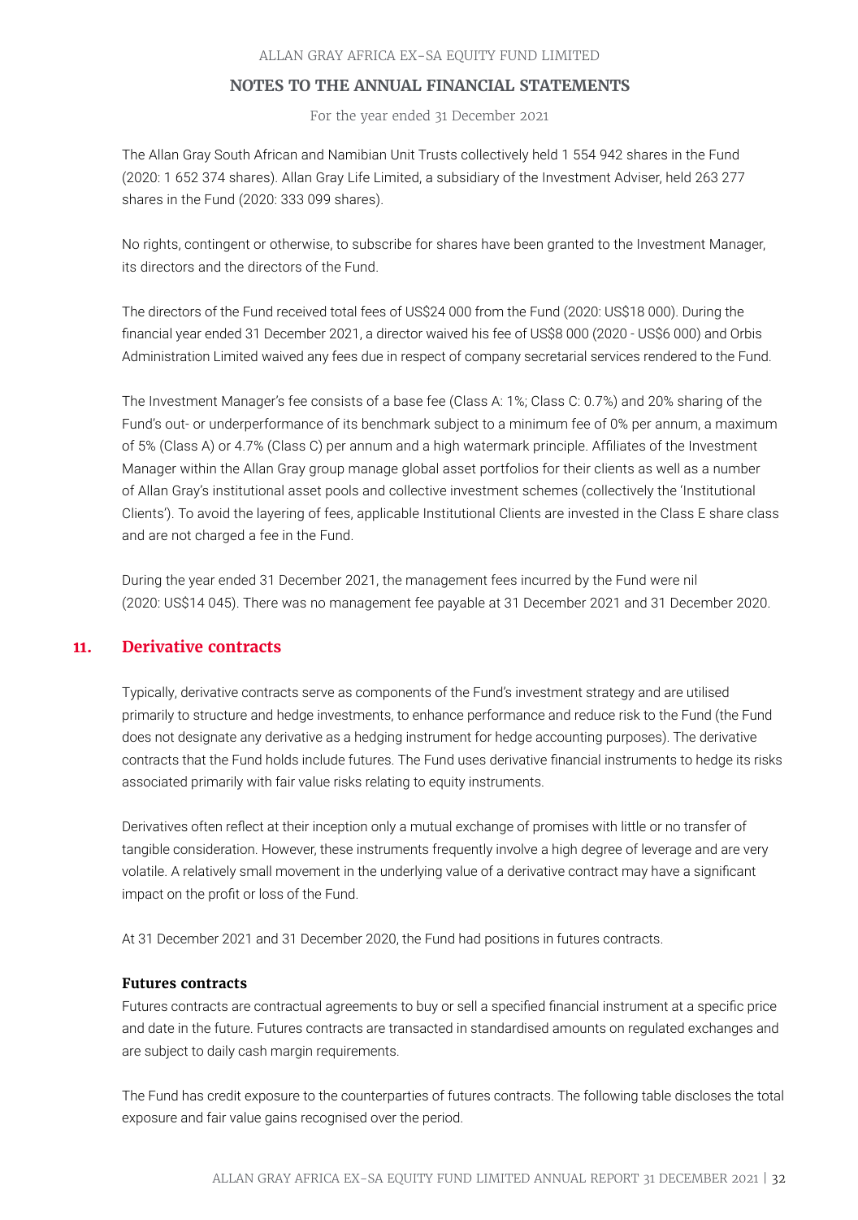The Allan Gray South African and Namibian Unit Trusts collectively held 1 554 942 shares in the Fund (2020: 1 652 374 shares). Allan Gray Life Limited, a subsidiary of the Investment Adviser, held 263 277 shares in the Fund (2020: 333 099 shares).

No rights, contingent or otherwise, to subscribe for shares have been granted to the Investment Manager, its directors and the directors of the Fund.

The directors of the Fund received total fees of US$24 000 from the Fund (2020: US$18 000). During the financial year ended 31 December 2021, a director waived his fee of US$8 000 (2020 - US$6 000) and Orbis Administration Limited waived any fees due in respect of company secretarial services rendered to the Fund.

The Investment Manager's fee consists of a base fee (Class A: 1%; Class C: 0.7%) and 20% sharing of the Fund's out- or underperformance of its benchmark subject to a minimum fee of 0% per annum, a maximum of 5% (Class A) or 4.7% (Class C) per annum and a high watermark principle. Affiliates of the Investment Manager within the Allan Gray group manage global asset portfolios for their clients as well as a number of Allan Gray's institutional asset pools and collective investment schemes (collectively the 'Institutional Clients'). To avoid the layering of fees, applicable Institutional Clients are invested in the Class E share class and are not charged a fee in the Fund.

During the year ended 31 December 2021, the management fees incurred by the Fund were nil (2020: US$14 045). There was no management fee payable at 31 December 2021 and 31 December 2020.

## 11. Derivative contracts

Typically, derivative contracts serve as components of the Fund's investment strategy and are utilised primarily to structure and hedge investments, to enhance performance and reduce risk to the Fund (the Fund does not designate any derivative as a hedging instrument for hedge accounting purposes). The derivative contracts that the Fund holds include futures. The Fund uses derivative financial instruments to hedge its risks associated primarily with fair value risks relating to equity instruments.

Derivatives often reflect at their inception only a mutual exchange of promises with little or no transfer of tangible consideration. However, these instruments frequently involve a high degree of leverage and are very volatile. A relatively small movement in the underlying value of a derivative contract may have a significant impact on the profit or loss of the Fund.

At 31 December 2021 and 31 December 2020, the Fund had positions in futures contracts.

### Futures contracts

Futures contracts are contractual agreements to buy or sell a specified financial instrument at a specific price and date in the future. Futures contracts are transacted in standardised amounts on regulated exchanges and are subject to daily cash margin requirements.

The Fund has credit exposure to the counterparties of futures contracts. The following table discloses the total exposure and fair value gains recognised over the period.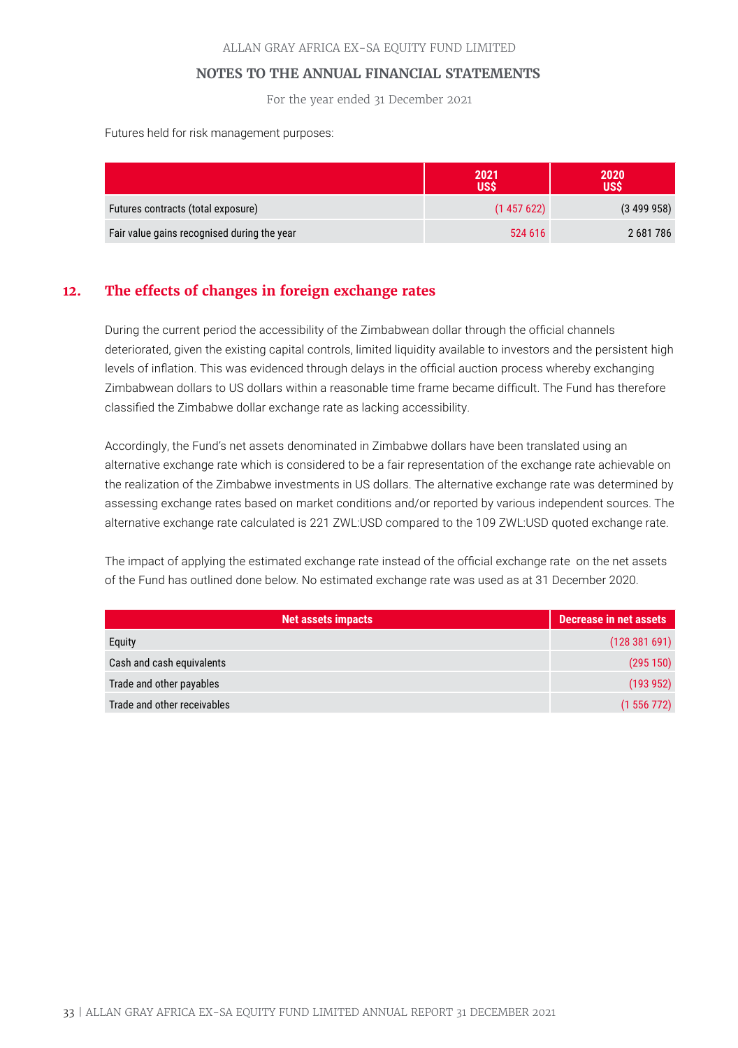Futures held for risk management purposes:

| | 2021 US$ | 2020 US$ |
|---|---|---|
| Futures contracts (total exposure) | (1 457 622) | (3 499 958) |
| Fair value gains recognised during the year | 524 616 | 2 681 786 |

## 12. The effects of changes in foreign exchange rates

During the current period the accessibility of the Zimbabwean dollar through the official channels deteriorated, given the existing capital controls, limited liquidity available to investors and the persistent high levels of inflation. This was evidenced through delays in the official auction process whereby exchanging Zimbabwean dollars to US dollars within a reasonable time frame became difficult. The Fund has therefore classified the Zimbabwe dollar exchange rate as lacking accessibility.

Accordingly, the Fund's net assets denominated in Zimbabwe dollars have been translated using an alternative exchange rate which is considered to be a fair representation of the exchange rate achievable on the realization of the Zimbabwe investments in US dollars. The alternative exchange rate was determined by assessing exchange rates based on market conditions and/or reported by various independent sources. The alternative exchange rate calculated is 221 ZWL:USD compared to the 109 ZWL:USD quoted exchange rate.

The impact of applying the estimated exchange rate instead of the official exchange rate on the net assets of the Fund has outlined done below. No estimated exchange rate was used as at 31 December 2020.

| Net assets impacts | Decrease in net assets |
|---|---|
| Equity | (128 381 691) |
| Cash and cash equivalents | (295 150) |
| Trade and other payables | (193 952) |
| Trade and other receivables | (1 556 772) |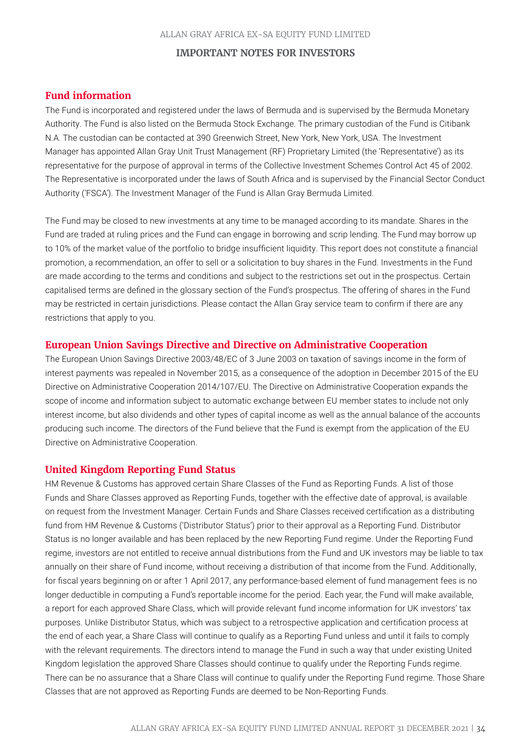## IMPORTANT NOTES FOR INVESTORS

### Fund information

The Fund is incorporated and registered under the laws of Bermuda and is supervised by the Bermuda Monetary Authority. The Fund is also listed on the Bermuda Stock Exchange. The primary custodian of the Fund is Citibank N.A. The custodian can be contacted at 390 Greenwich Street, New York, New York, USA. The Investment Manager has appointed Allan Gray Unit Trust Management (RF) Proprietary Limited (the 'Representative') as its representative for the purpose of approval in terms of the Collective Investment Schemes Control Act 45 of 2002. The Representative is incorporated under the laws of South Africa and is supervised by the Financial Sector Conduct Authority ('FSCA'). The Investment Manager of the Fund is Allan Gray Bermuda Limited.

The Fund may be closed to new investments at any time to be managed according to its mandate. Shares in the Fund are traded at ruling prices and the Fund can engage in borrowing and scrip lending. The Fund may borrow up to 10% of the market value of the portfolio to bridge insufficient liquidity. This report does not constitute a financial promotion, a recommendation, an offer to sell or a solicitation to buy shares in the Fund. Investments in the Fund are made according to the terms and conditions and subject to the restrictions set out in the prospectus. Certain capitalised terms are defined in the glossary section of the Fund's prospectus. The offering of shares in the Fund may be restricted in certain jurisdictions. Please contact the Allan Gray service team to confirm if there are any restrictions that apply to you.

### European Union Savings Directive and Directive on Administrative Cooperation

The European Union Savings Directive 2003/48/EC of 3 June 2003 on taxation of savings income in the form of interest payments was repealed in November 2015, as a consequence of the adoption in December 2015 of the EU Directive on Administrative Cooperation 2014/107/EU. The Directive on Administrative Cooperation expands the scope of income and information subject to automatic exchange between EU member states to include not only interest income, but also dividends and other types of capital income as well as the annual balance of the accounts producing such income. The directors of the Fund believe that the Fund is exempt from the application of the EU Directive on Administrative Cooperation.

### United Kingdom Reporting Fund Status

HM Revenue & Customs has approved certain Share Classes of the Fund as Reporting Funds. A list of those Funds and Share Classes approved as Reporting Funds, together with the effective date of approval, is available on request from the Investment Manager. Certain Funds and Share Classes received certification as a distributing fund from HM Revenue & Customs ('Distributor Status') prior to their approval as a Reporting Fund. Distributor Status is no longer available and has been replaced by the new Reporting Fund regime. Under the Reporting Fund regime, investors are not entitled to receive annual distributions from the Fund and UK investors may be liable to tax annually on their share of Fund income, without receiving a distribution of that income from the Fund. Additionally, for fiscal years beginning on or after 1 April 2017, any performance-based element of fund management fees is no longer deductible in computing a Fund's reportable income for the period. Each year, the Fund will make available, a report for each approved Share Class, which will provide relevant fund income information for UK investors' tax purposes. Unlike Distributor Status, which was subject to a retrospective application and certification process at the end of each year, a Share Class will continue to qualify as a Reporting Fund unless and until it fails to comply with the relevant requirements. The directors intend to manage the Fund in such a way that under existing United Kingdom legislation the approved Share Classes should continue to qualify under the Reporting Funds regime. There can be no assurance that a Share Class will continue to qualify under the Reporting Fund regime. Those Share Classes that are not approved as Reporting Funds are deemed to be Non-Reporting Funds.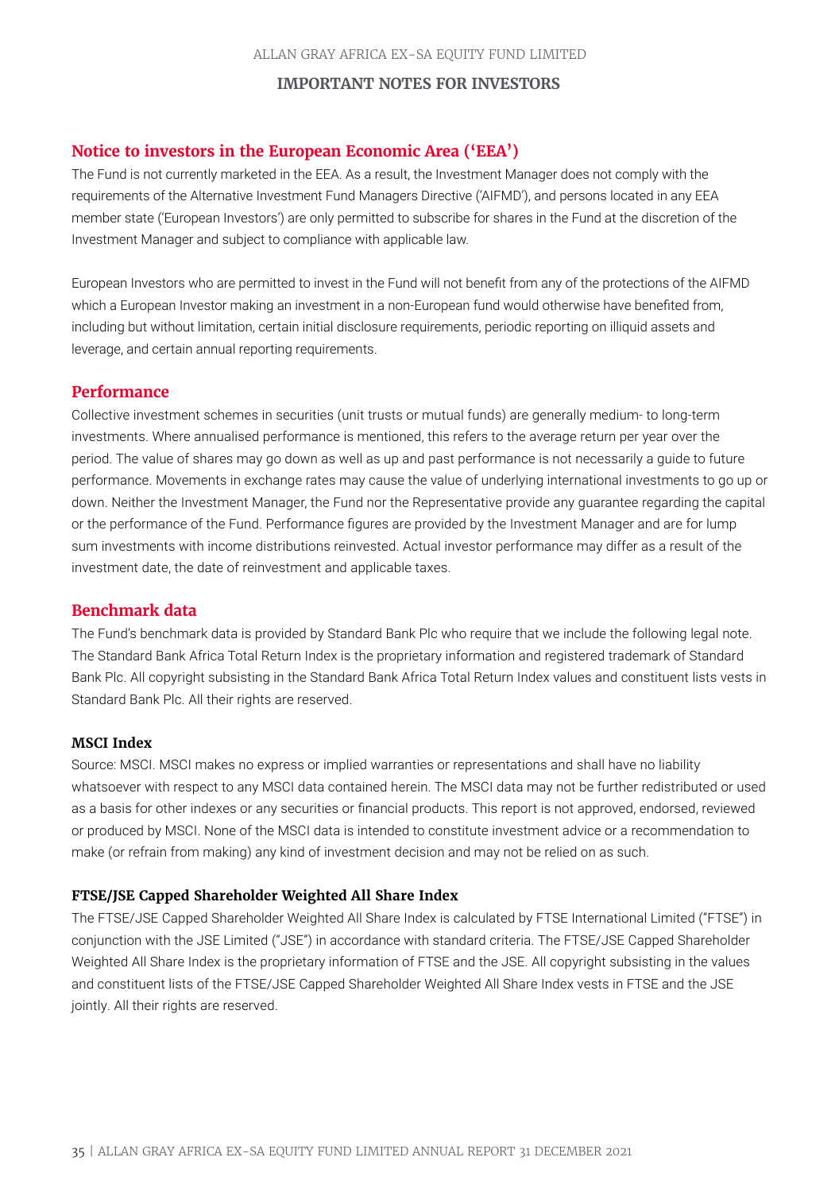## IMPORTANT NOTES FOR INVESTORS

### Notice to investors in the European Economic Area ('EEA')

The Fund is not currently marketed in the EEA. As a result, the Investment Manager does not comply with the requirements of the Alternative Investment Fund Managers Directive ('AIFMD'), and persons located in any EEA member state ('European Investors') are only permitted to subscribe for shares in the Fund at the discretion of the Investment Manager and subject to compliance with applicable law.

European Investors who are permitted to invest in the Fund will not benefit from any of the protections of the AIFMD which a European Investor making an investment in a non-European fund would otherwise have benefited from, including but without limitation, certain initial disclosure requirements, periodic reporting on illiquid assets and leverage, and certain annual reporting requirements.

### Performance

Collective investment schemes in securities (unit trusts or mutual funds) are generally medium- to long-term investments. Where annualised performance is mentioned, this refers to the average return per year over the period. The value of shares may go down as well as up and past performance is not necessarily a guide to future performance. Movements in exchange rates may cause the value of underlying international investments to go up or down. Neither the Investment Manager, the Fund nor the Representative provide any guarantee regarding the capital or the performance of the Fund. Performance figures are provided by the Investment Manager and are for lump sum investments with income distributions reinvested. Actual investor performance may differ as a result of the investment date, the date of reinvestment and applicable taxes.

### Benchmark data

The Fund's benchmark data is provided by Standard Bank Plc who require that we include the following legal note. The Standard Bank Africa Total Return Index is the proprietary information and registered trademark of Standard Bank Plc. All copyright subsisting in the Standard Bank Africa Total Return Index values and constituent lists vests in Standard Bank Plc. All their rights are reserved.

#### MSCI Index

Source: MSCI. MSCI makes no express or implied warranties or representations and shall have no liability whatsoever with respect to any MSCI data contained herein. The MSCI data may not be further redistributed or used as a basis for other indexes or any securities or financial products. This report is not approved, endorsed, reviewed or produced by MSCI. None of the MSCI data is intended to constitute investment advice or a recommendation to make (or refrain from making) any kind of investment decision and may not be relied on as such.

#### FTSE/JSE Capped Shareholder Weighted All Share Index

The FTSE/JSE Capped Shareholder Weighted All Share Index is calculated by FTSE International Limited ("FTSE") in conjunction with the JSE Limited ("JSE") in accordance with standard criteria. The FTSE/JSE Capped Shareholder Weighted All Share Index is the proprietary information of FTSE and the JSE. All copyright subsisting in the values and constituent lists of the FTSE/JSE Capped Shareholder Weighted All Share Index vests in FTSE and the JSE jointly. All their rights are reserved.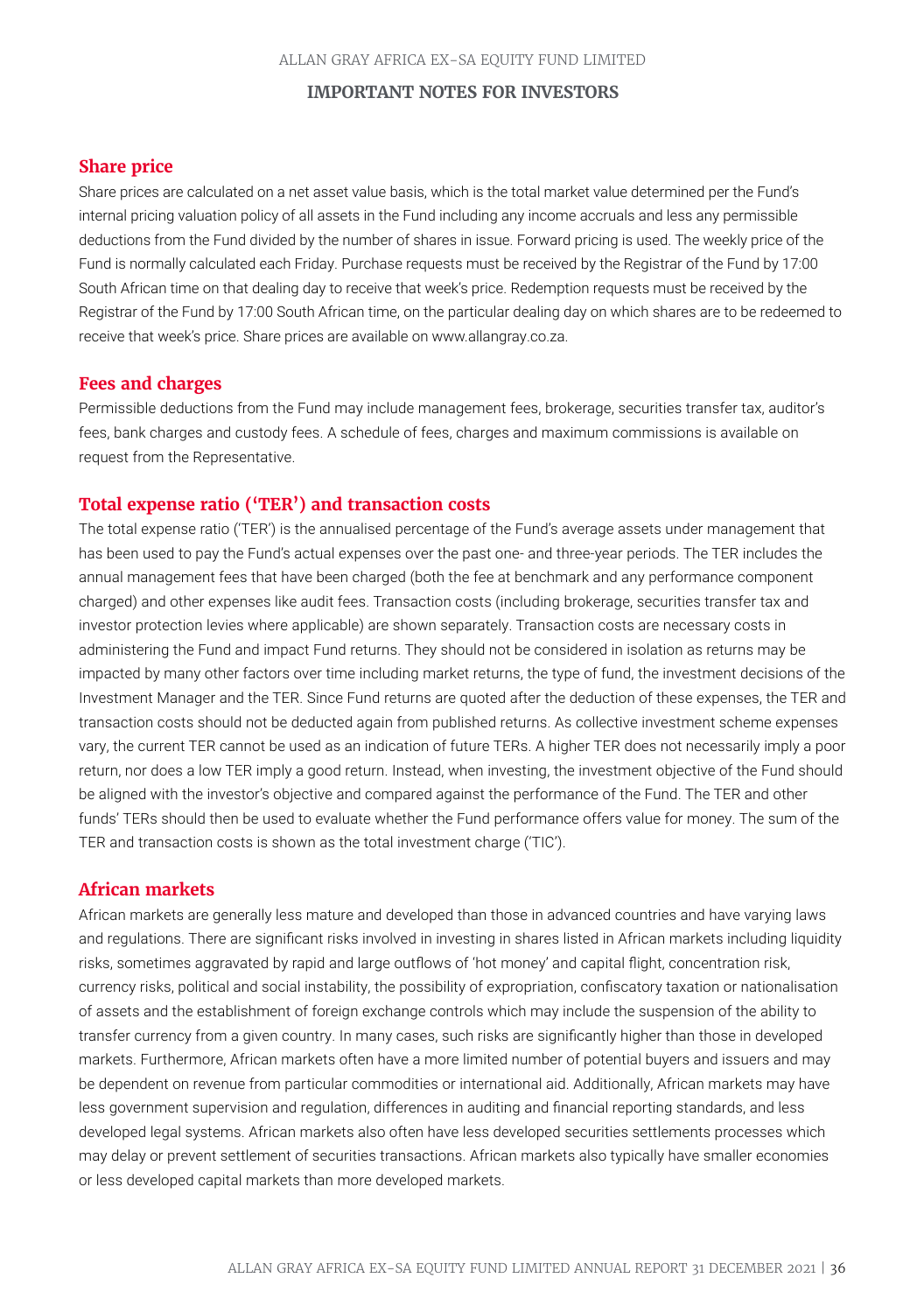## IMPORTANT NOTES FOR INVESTORS

### Share price

Share prices are calculated on a net asset value basis, which is the total market value determined per the Fund's internal pricing valuation policy of all assets in the Fund including any income accruals and less any permissible deductions from the Fund divided by the number of shares in issue. Forward pricing is used. The weekly price of the Fund is normally calculated each Friday. Purchase requests must be received by the Registrar of the Fund by 17:00 South African time on that dealing day to receive that week's price. Redemption requests must be received by the Registrar of the Fund by 17:00 South African time, on the particular dealing day on which shares are to be redeemed to receive that week's price. Share prices are available on www.allangray.co.za.

### Fees and charges

Permissible deductions from the Fund may include management fees, brokerage, securities transfer tax, auditor's fees, bank charges and custody fees. A schedule of fees, charges and maximum commissions is available on request from the Representative.

### Total expense ratio ('TER') and transaction costs

The total expense ratio ('TER') is the annualised percentage of the Fund's average assets under management that has been used to pay the Fund's actual expenses over the past one- and three-year periods. The TER includes the annual management fees that have been charged (both the fee at benchmark and any performance component charged) and other expenses like audit fees. Transaction costs (including brokerage, securities transfer tax and investor protection levies where applicable) are shown separately. Transaction costs are necessary costs in administering the Fund and impact Fund returns. They should not be considered in isolation as returns may be impacted by many other factors over time including market returns, the type of fund, the investment decisions of the Investment Manager and the TER. Since Fund returns are quoted after the deduction of these expenses, the TER and transaction costs should not be deducted again from published returns. As collective investment scheme expenses vary, the current TER cannot be used as an indication of future TERs. A higher TER does not necessarily imply a poor return, nor does a low TER imply a good return. Instead, when investing, the investment objective of the Fund should be aligned with the investor's objective and compared against the performance of the Fund. The TER and other funds' TERs should then be used to evaluate whether the Fund performance offers value for money. The sum of the TER and transaction costs is shown as the total investment charge ('TIC').

### African markets

African markets are generally less mature and developed than those in advanced countries and have varying laws and regulations. There are significant risks involved in investing in shares listed in African markets including liquidity risks, sometimes aggravated by rapid and large outflows of 'hot money' and capital flight, concentration risk, currency risks, political and social instability, the possibility of expropriation, confiscatory taxation or nationalisation of assets and the establishment of foreign exchange controls which may include the suspension of the ability to transfer currency from a given country. In many cases, such risks are significantly higher than those in developed markets. Furthermore, African markets often have a more limited number of potential buyers and issuers and may be dependent on revenue from particular commodities or international aid. Additionally, African markets may have less government supervision and regulation, differences in auditing and financial reporting standards, and less developed legal systems. African markets also often have less developed securities settlements processes which may delay or prevent settlement of securities transactions. African markets also typically have smaller economies or less developed capital markets than more developed markets.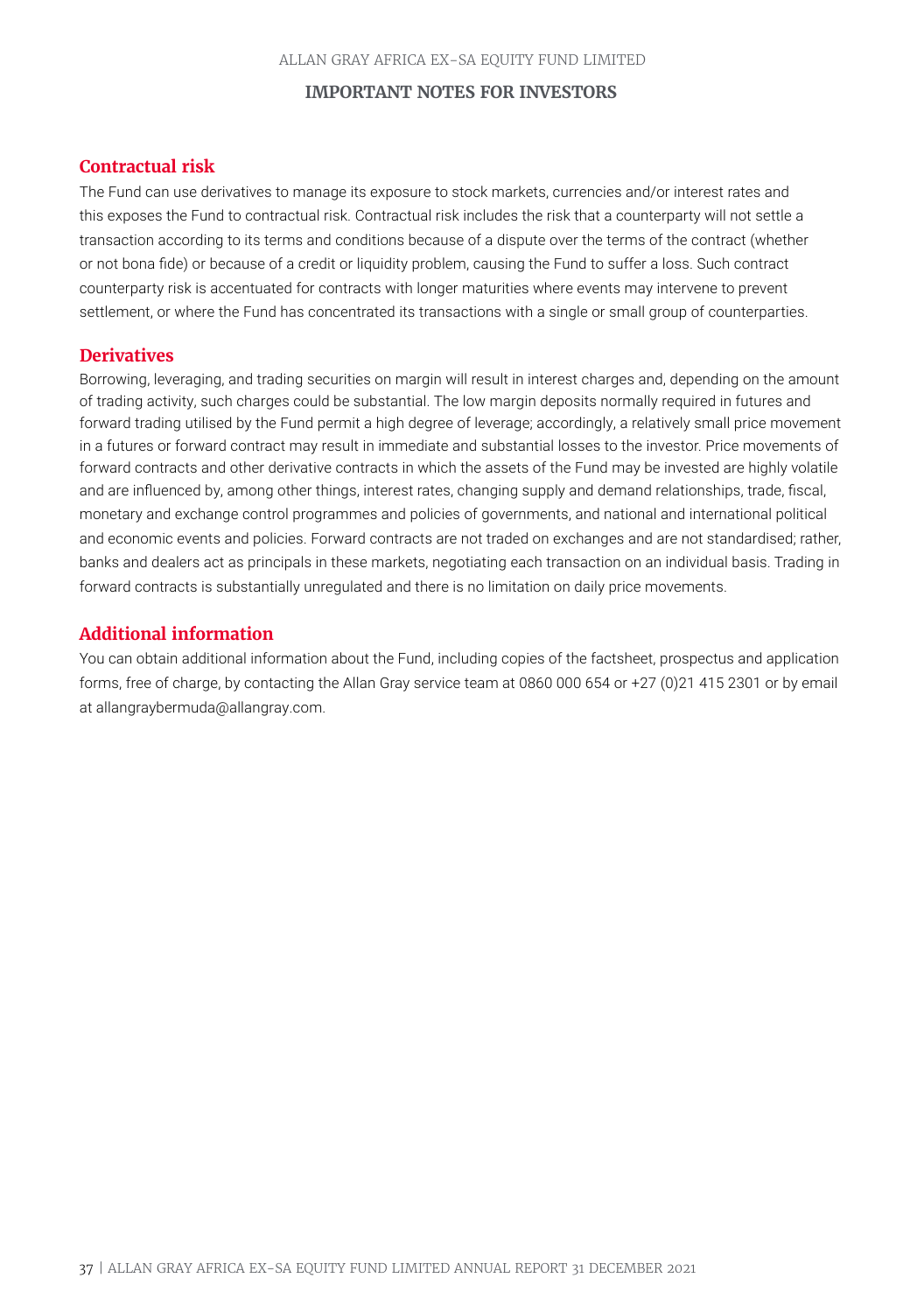## Contractual risk

The Fund can use derivatives to manage its exposure to stock markets, currencies and/or interest rates and this exposes the Fund to contractual risk. Contractual risk includes the risk that a counterparty will not settle a transaction according to its terms and conditions because of a dispute over the terms of the contract (whether or not bona fide) or because of a credit or liquidity problem, causing the Fund to suffer a loss. Such contract counterparty risk is accentuated for contracts with longer maturities where events may intervene to prevent settlement, or where the Fund has concentrated its transactions with a single or small group of counterparties.

## Derivatives

Borrowing, leveraging, and trading securities on margin will result in interest charges and, depending on the amount of trading activity, such charges could be substantial. The low margin deposits normally required in futures and forward trading utilised by the Fund permit a high degree of leverage; accordingly, a relatively small price movement in a futures or forward contract may result in immediate and substantial losses to the investor. Price movements of forward contracts and other derivative contracts in which the assets of the Fund may be invested are highly volatile and are influenced by, among other things, interest rates, changing supply and demand relationships, trade, fiscal, monetary and exchange control programmes and policies of governments, and national and international political and economic events and policies. Forward contracts are not traded on exchanges and are not standardised; rather, banks and dealers act as principals in these markets, negotiating each transaction on an individual basis. Trading in forward contracts is substantially unregulated and there is no limitation on daily price movements.

## Additional information

You can obtain additional information about the Fund, including copies of the factsheet, prospectus and application forms, free of charge, by contacting the Allan Gray service team at 0860 000 654 or +27 (0)21 415 2301 or by email at allangraybermuda@allangray.com.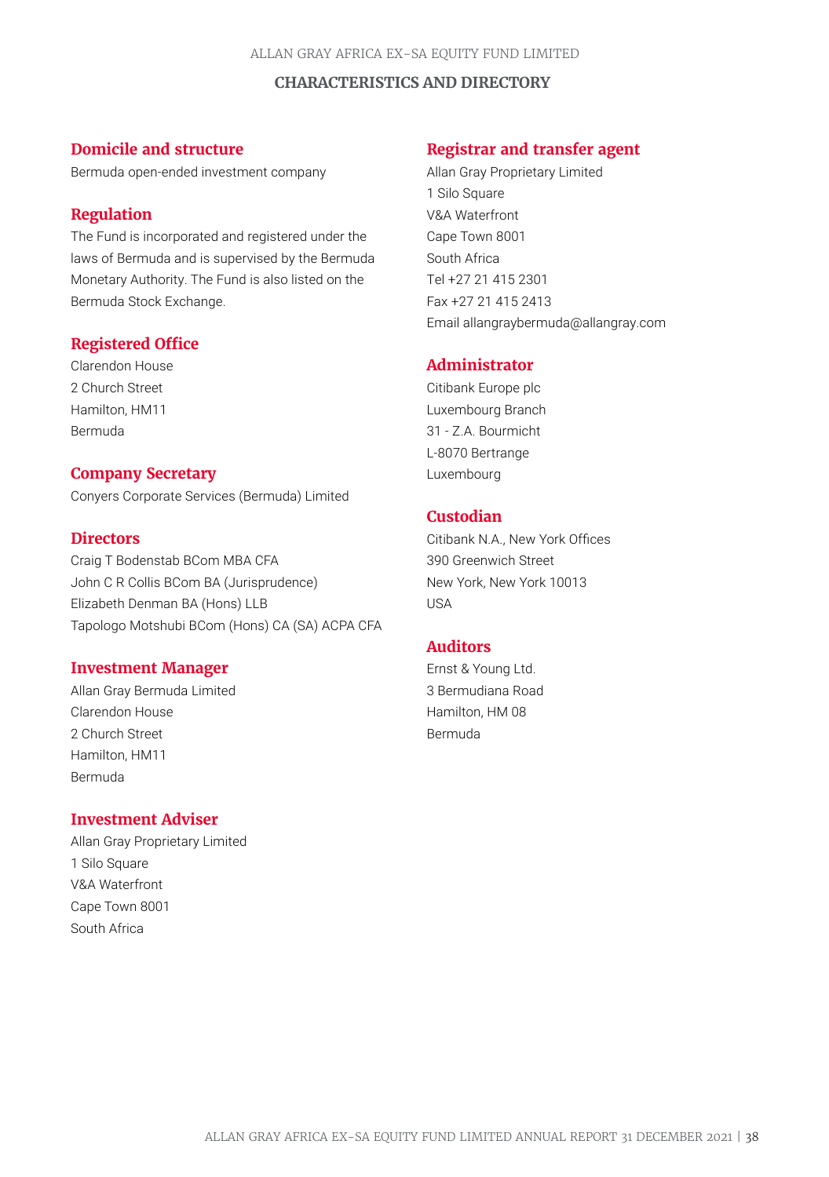## CHARACTERISTICS AND DIRECTORY

### Domicile and structure

Bermuda open-ended investment company

### Regulation

The Fund is incorporated and registered under the laws of Bermuda and is supervised by the Bermuda Monetary Authority. The Fund is also listed on the Bermuda Stock Exchange.

### Registered Office

Clarendon House
2 Church Street
Hamilton, HM11
Bermuda

### Company Secretary

Conyers Corporate Services (Bermuda) Limited

### Directors

Craig T Bodenstab BCom MBA CFA
John C R Collis BCom BA (Jurisprudence)
Elizabeth Denman BA (Hons) LLB
Tapologo Motshubi BCom (Hons) CA (SA) ACPA CFA

### Investment Manager

Allan Gray Bermuda Limited
Clarendon House
2 Church Street
Hamilton, HM11
Bermuda

### Investment Adviser

Allan Gray Proprietary Limited
1 Silo Square
V&A Waterfront
Cape Town 8001
South Africa

### Registrar and transfer agent

Allan Gray Proprietary Limited
1 Silo Square
V&A Waterfront
Cape Town 8001
South Africa
Tel +27 21 415 2301
Fax +27 21 415 2413
Email allangraybermuda@allangray.com

### Administrator

Citibank Europe plc
Luxembourg Branch
31 - Z.A. Bourmicht
L-8070 Bertrange
Luxembourg

### Custodian

Citibank N.A., New York Offices
390 Greenwich Street
New York, New York 10013
USA

### Auditors

Ernst & Young Ltd.
3 Bermudiana Road
Hamilton, HM 08
Bermuda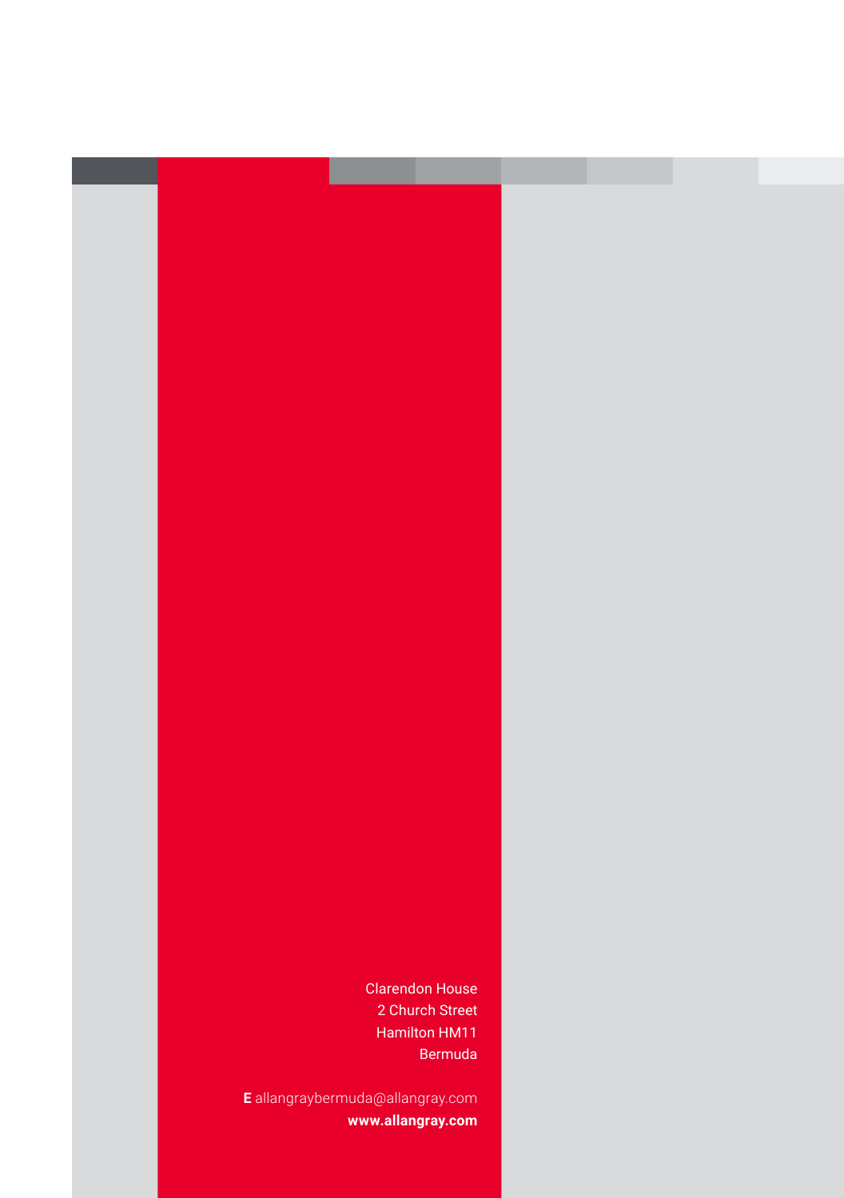Clarendon House
2 Church Street
Hamilton HM11
Bermuda

**E** allangraybermuda@allangray.com
**www.allangray.com**